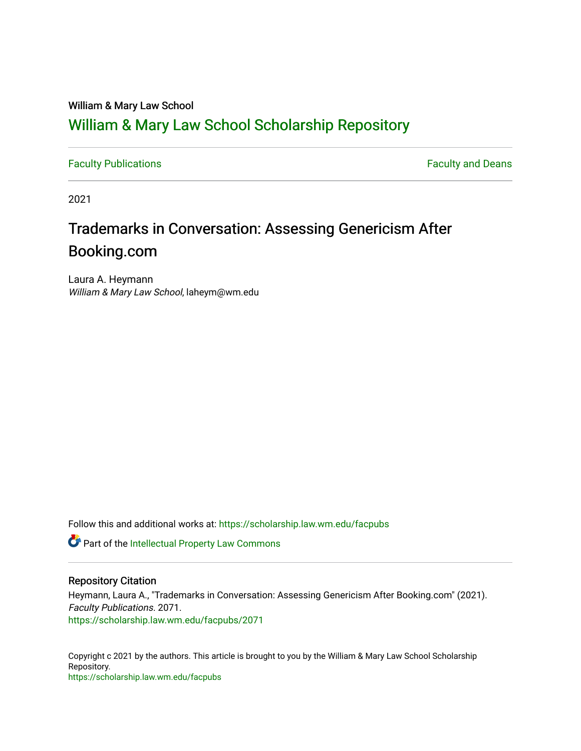William & Mary Law School

# William & Mary Law School Scholarship Repository

Faculty Publications | Faculty and Deans

2021

## Trademarks in Conversation: Assessing Genericism After Booking.com

Laura A. Heymann
*William & Mary Law School*, laheym@wm.edu

Follow this and additional works at: https://scholarship.law.wm.edu/facpubs

Part of the Intellectual Property Law Commons

### Repository Citation

Heymann, Laura A., "Trademarks in Conversation: Assessing Genericism After Booking.com" (2021). *Faculty Publications*. 2071.
https://scholarship.law.wm.edu/facpubs/2071

Copyright c 2021 by the authors. This article is brought to you by the William & Mary Law School Scholarship Repository.
https://scholarship.law.wm.edu/facpubs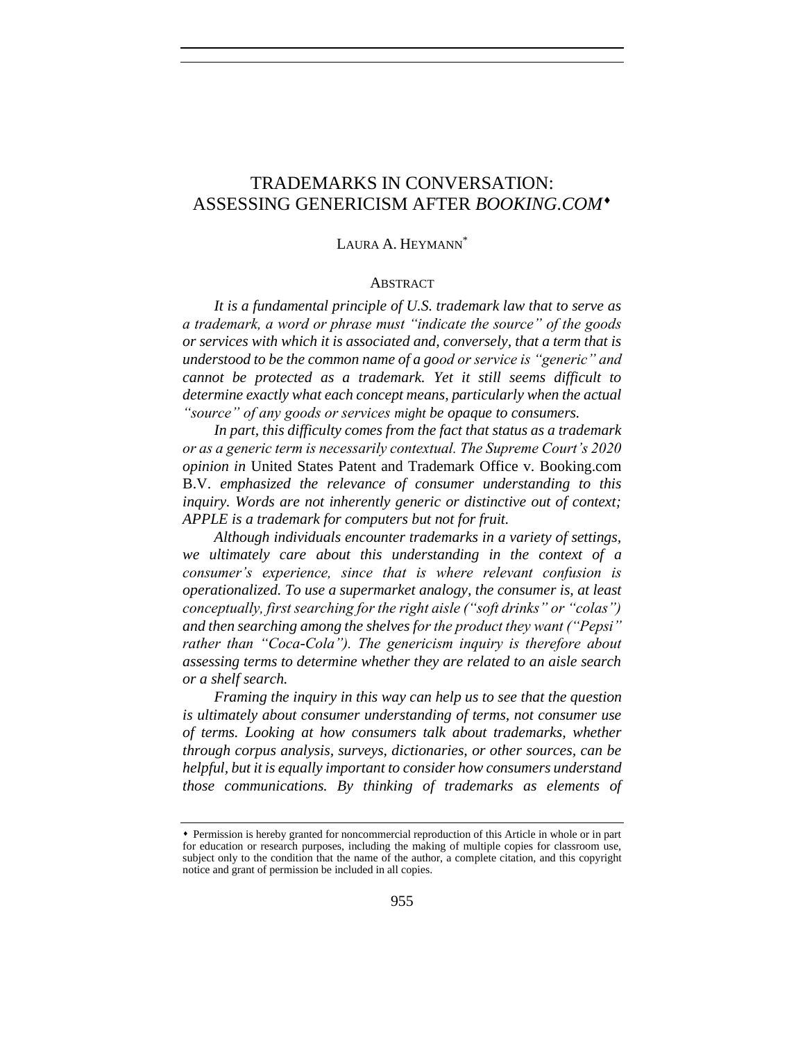# TRADEMARKS IN CONVERSATION: ASSESSING GENERICISM AFTER *BOOKING.COM*[♦]

LAURA A. HEYMANN[*]

## ABSTRACT

*It is a fundamental principle of U.S. trademark law that to serve as a trademark, a word or phrase must "indicate the source" of the goods or services with which it is associated and, conversely, that a term that is understood to be the common name of a good or service is "generic" and cannot be protected as a trademark. Yet it still seems difficult to determine exactly what each concept means, particularly when the actual "source" of any goods or services might be opaque to consumers.*

*In part, this difficulty comes from the fact that status as a trademark or as a generic term is necessarily contextual. The Supreme Court's 2020 opinion in* United States Patent and Trademark Office v. Booking.com B.V. *emphasized the relevance of consumer understanding to this inquiry. Words are not inherently generic or distinctive out of context; APPLE is a trademark for computers but not for fruit.*

*Although individuals encounter trademarks in a variety of settings, we ultimately care about this understanding in the context of a consumer's experience, since that is where relevant confusion is operationalized. To use a supermarket analogy, the consumer is, at least conceptually, first searching for the right aisle ("soft drinks" or "colas") and then searching among the shelves for the product they want ("Pepsi" rather than "Coca-Cola"). The genericism inquiry is therefore about assessing terms to determine whether they are related to an aisle search or a shelf search.*

*Framing the inquiry in this way can help us to see that the question is ultimately about consumer understanding of terms, not consumer use of terms. Looking at how consumers talk about trademarks, whether through corpus analysis, surveys, dictionaries, or other sources, can be helpful, but it is equally important to consider how consumers understand those communications. By thinking of trademarks as elements of*

---

♦ Permission is hereby granted for noncommercial reproduction of this Article in whole or in part for education or research purposes, including the making of multiple copies for classroom use, subject only to the condition that the name of the author, a complete citation, and this copyright notice and grant of permission be included in all copies.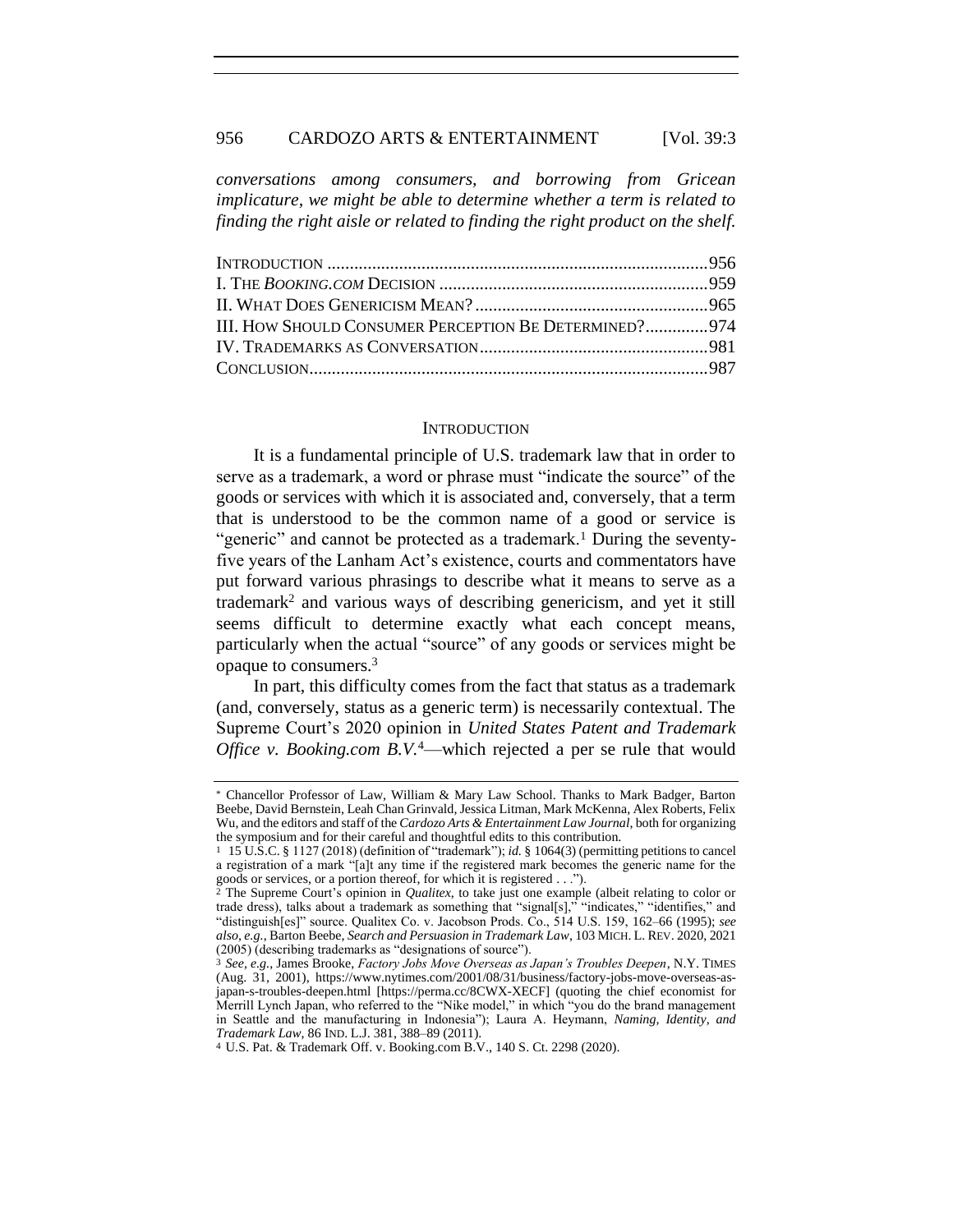*conversations among consumers, and borrowing from Gricean implicature, we might be able to determine whether a term is related to finding the right aisle or related to finding the right product on the shelf.*

| | |
|---|---|
| INTRODUCTION | 956 |
| I. THE *BOOKING.COM* DECISION | 959 |
| II. WHAT DOES GENERICISM MEAN? | 965 |
| III. HOW SHOULD CONSUMER PERCEPTION BE DETERMINED? | 974 |
| IV. TRADEMARKS AS CONVERSATION | 981 |
| CONCLUSION | 987 |

## INTRODUCTION

It is a fundamental principle of U.S. trademark law that in order to serve as a trademark, a word or phrase must "indicate the source" of the goods or services with which it is associated and, conversely, that a term that is understood to be the common name of a good or service is "generic" and cannot be protected as a trademark.[1] During the seventy-five years of the Lanham Act's existence, courts and commentators have put forward various phrasings to describe what it means to serve as a trademark[2] and various ways of describing genericism, and yet it still seems difficult to determine exactly what each concept means, particularly when the actual "source" of any goods or services might be opaque to consumers.[3]

In part, this difficulty comes from the fact that status as a trademark (and, conversely, status as a generic term) is necessarily contextual. The Supreme Court's 2020 opinion in *United States Patent and Trademark Office v. Booking.com B.V.*[4]—which rejected a per se rule that would

---

* Chancellor Professor of Law, William & Mary Law School. Thanks to Mark Badger, Barton Beebe, David Bernstein, Leah Chan Grinvald, Jessica Litman, Mark McKenna, Alex Roberts, Felix Wu, and the editors and staff of the *Cardozo Arts & Entertainment Law Journal*, both for organizing the symposium and for their careful and thoughtful edits to this contribution.

[1] 15 U.S.C. § 1127 (2018) (definition of "trademark"); *id.* § 1064(3) (permitting petitions to cancel a registration of a mark "[a]t any time if the registered mark becomes the generic name for the goods or services, or a portion thereof, for which it is registered . . .").

[2] The Supreme Court's opinion in *Qualitex*, to take just one example (albeit relating to color or trade dress), talks about a trademark as something that "signal[s]," "indicates," "identifies," and "distinguish[es]" source. Qualitex Co. v. Jacobson Prods. Co., 514 U.S. 159, 162–66 (1995); *see also, e.g.*, Barton Beebe, *Search and Persuasion in Trademark Law*, 103 MICH. L. REV. 2020, 2021 (2005) (describing trademarks as "designations of source").

[3] *See, e.g.*, James Brooke, *Factory Jobs Move Overseas as Japan's Troubles Deepen*, N.Y. TIMES (Aug. 31, 2001), https://www.nytimes.com/2001/08/31/business/factory-jobs-move-overseas-as-japan-s-troubles-deepen.html [https://perma.cc/8CWX-XECF] (quoting the chief economist for Merrill Lynch Japan, who referred to the "Nike model," in which "you do the brand management in Seattle and the manufacturing in Indonesia"); Laura A. Heymann, *Naming, Identity, and Trademark Law*, 86 IND. L.J. 381, 388–89 (2011).

[4] U.S. Pat. & Trademark Off. v. Booking.com B.V., 140 S. Ct. 2298 (2020).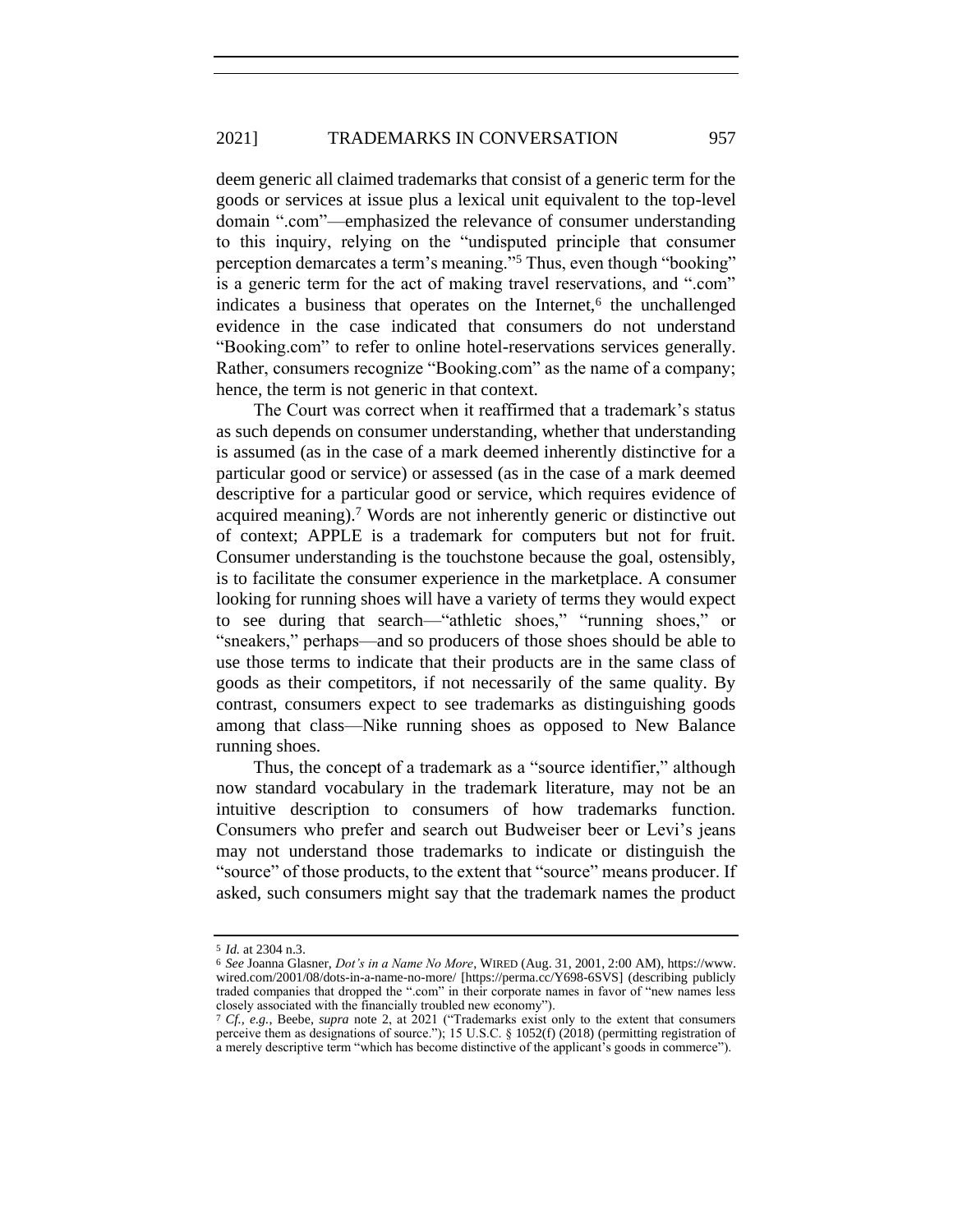deem generic all claimed trademarks that consist of a generic term for the goods or services at issue plus a lexical unit equivalent to the top-level domain ".com"—emphasized the relevance of consumer understanding to this inquiry, relying on the "undisputed principle that consumer perception demarcates a term's meaning."[5] Thus, even though "booking" is a generic term for the act of making travel reservations, and ".com" indicates a business that operates on the Internet,[6] the unchallenged evidence in the case indicated that consumers do not understand "Booking.com" to refer to online hotel-reservations services generally. Rather, consumers recognize "Booking.com" as the name of a company; hence, the term is not generic in that context.

The Court was correct when it reaffirmed that a trademark's status as such depends on consumer understanding, whether that understanding is assumed (as in the case of a mark deemed inherently distinctive for a particular good or service) or assessed (as in the case of a mark deemed descriptive for a particular good or service, which requires evidence of acquired meaning).[7] Words are not inherently generic or distinctive out of context; APPLE is a trademark for computers but not for fruit. Consumer understanding is the touchstone because the goal, ostensibly, is to facilitate the consumer experience in the marketplace. A consumer looking for running shoes will have a variety of terms they would expect to see during that search—"athletic shoes," "running shoes," or "sneakers," perhaps—and so producers of those shoes should be able to use those terms to indicate that their products are in the same class of goods as their competitors, if not necessarily of the same quality. By contrast, consumers expect to see trademarks as distinguishing goods among that class—Nike running shoes as opposed to New Balance running shoes.

Thus, the concept of a trademark as a "source identifier," although now standard vocabulary in the trademark literature, may not be an intuitive description to consumers of how trademarks function. Consumers who prefer and search out Budweiser beer or Levi's jeans may not understand those trademarks to indicate or distinguish the "source" of those products, to the extent that "source" means producer. If asked, such consumers might say that the trademark names the product

---

[5] *Id.* at 2304 n.3.

[6] *See* Joanna Glasner, *Dot's in a Name No More*, WIRED (Aug. 31, 2001, 2:00 AM), https://www.wired.com/2001/08/dots-in-a-name-no-more/ [https://perma.cc/Y698-6SVS] (describing publicly traded companies that dropped the ".com" in their corporate names in favor of "new names less closely associated with the financially troubled new economy").

[7] *Cf., e.g.*, Beebe, *supra* note 2, at 2021 ("Trademarks exist only to the extent that consumers perceive them as designations of source."); 15 U.S.C. § 1052(f) (2018) (permitting registration of a merely descriptive term "which has become distinctive of the applicant's goods in commerce").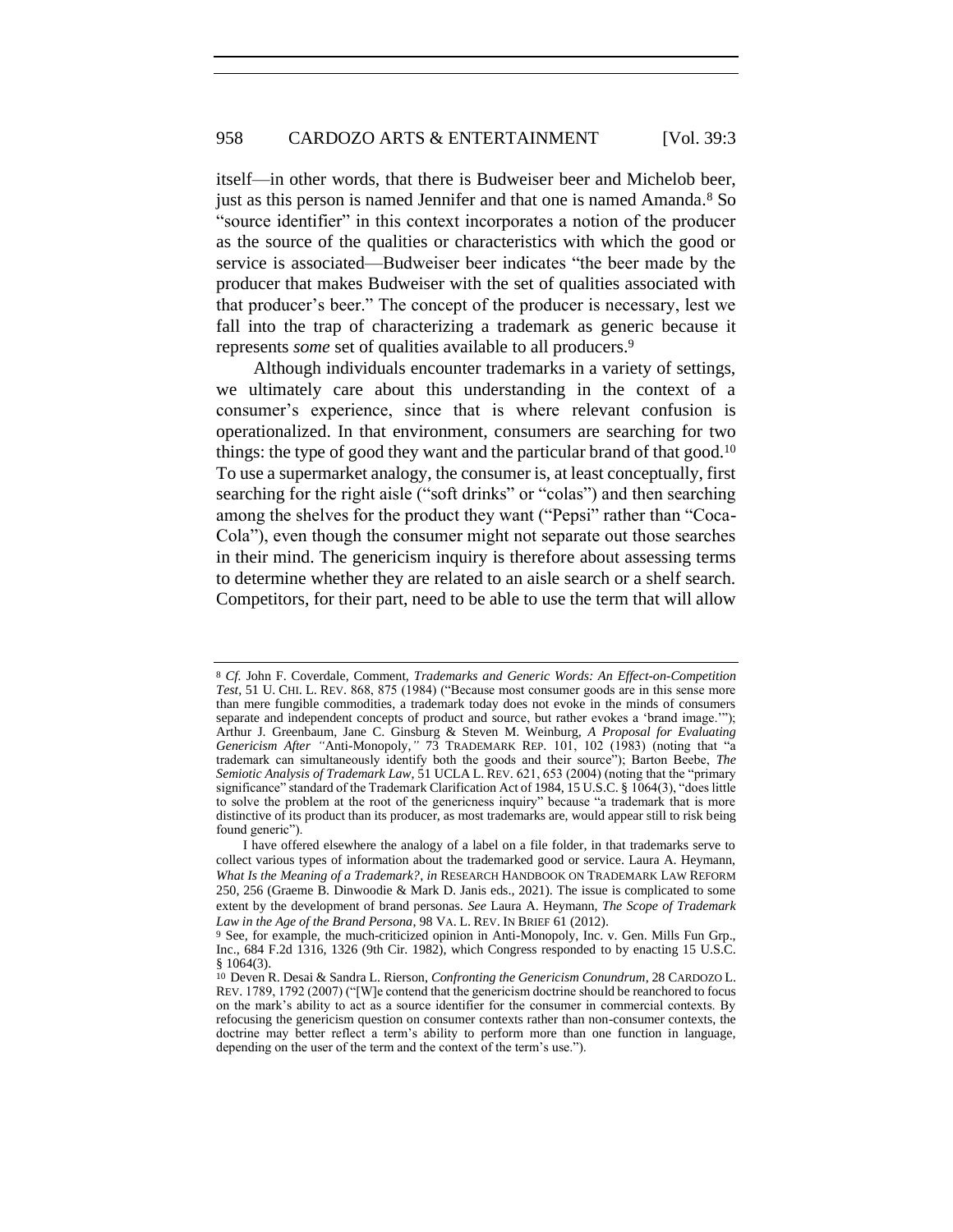itself—in other words, that there is Budweiser beer and Michelob beer, just as this person is named Jennifer and that one is named Amanda.[8] So "source identifier" in this context incorporates a notion of the producer as the source of the qualities or characteristics with which the good or service is associated—Budweiser beer indicates "the beer made by the producer that makes Budweiser with the set of qualities associated with that producer's beer." The concept of the producer is necessary, lest we fall into the trap of characterizing a trademark as generic because it represents *some* set of qualities available to all producers.[9]

Although individuals encounter trademarks in a variety of settings, we ultimately care about this understanding in the context of a consumer's experience, since that is where relevant confusion is operationalized. In that environment, consumers are searching for two things: the type of good they want and the particular brand of that good.[10] To use a supermarket analogy, the consumer is, at least conceptually, first searching for the right aisle ("soft drinks" or "colas") and then searching among the shelves for the product they want ("Pepsi" rather than "Coca-Cola"), even though the consumer might not separate out those searches in their mind. The genericism inquiry is therefore about assessing terms to determine whether they are related to an aisle search or a shelf search. Competitors, for their part, need to be able to use the term that will allow

---

[8] *Cf.* John F. Coverdale, Comment, *Trademarks and Generic Words: An Effect-on-Competition Test*, 51 U. CHI. L. REV. 868, 875 (1984) ("Because most consumer goods are in this sense more than mere fungible commodities, a trademark today does not evoke in the minds of consumers separate and independent concepts of product and source, but rather evokes a 'brand image.'"); Arthur J. Greenbaum, Jane C. Ginsburg & Steven M. Weinburg, *A Proposal for Evaluating Genericism After "*Anti-Monopoly*,"* 73 TRADEMARK REP. 101, 102 (1983) (noting that "a trademark can simultaneously identify both the goods and their source"); Barton Beebe, *The Semiotic Analysis of Trademark Law*, 51 UCLA L. REV. 621, 653 (2004) (noting that the "primary significance" standard of the Trademark Clarification Act of 1984, 15 U.S.C. § 1064(3), "does little to solve the problem at the root of the genericness inquiry" because "a trademark that is more distinctive of its product than its producer, as most trademarks are, would appear still to risk being found generic").

I have offered elsewhere the analogy of a label on a file folder, in that trademarks serve to collect various types of information about the trademarked good or service. Laura A. Heymann, *What Is the Meaning of a Trademark?*, *in* RESEARCH HANDBOOK ON TRADEMARK LAW REFORM 250, 256 (Graeme B. Dinwoodie & Mark D. Janis eds., 2021). The issue is complicated to some extent by the development of brand personas. *See* Laura A. Heymann, *The Scope of Trademark Law in the Age of the Brand Persona*, 98 VA. L. REV. IN BRIEF 61 (2012).

[9] See, for example, the much-criticized opinion in Anti-Monopoly, Inc. v. Gen. Mills Fun Grp., Inc., 684 F.2d 1316, 1326 (9th Cir. 1982), which Congress responded to by enacting 15 U.S.C. § 1064(3).

[10] Deven R. Desai & Sandra L. Rierson, *Confronting the Genericism Conundrum*, 28 CARDOZO L. REV. 1789, 1792 (2007) ("[W]e contend that the genericism doctrine should be reanchored to focus on the mark's ability to act as a source identifier for the consumer in commercial contexts. By refocusing the genericism question on consumer contexts rather than non-consumer contexts, the doctrine may better reflect a term's ability to perform more than one function in language, depending on the user of the term and the context of the term's use.").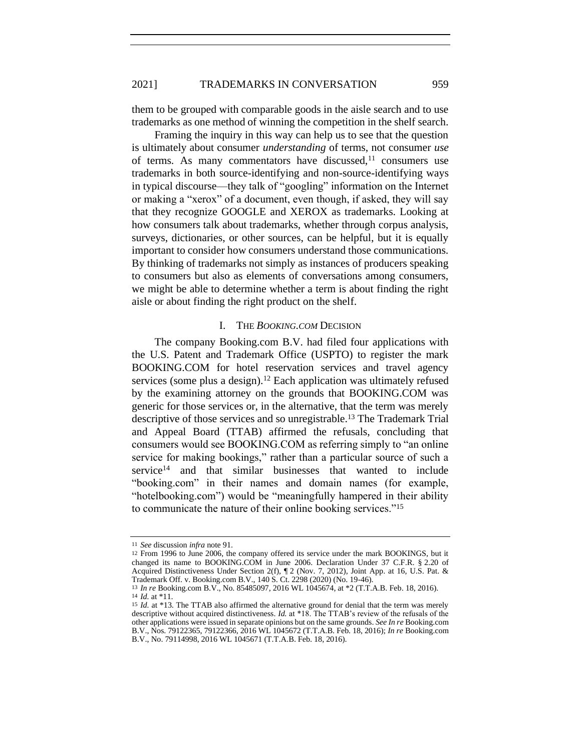them to be grouped with comparable goods in the aisle search and to use trademarks as one method of winning the competition in the shelf search.

Framing the inquiry in this way can help us to see that the question is ultimately about consumer *understanding* of terms, not consumer *use* of terms. As many commentators have discussed,[11] consumers use trademarks in both source-identifying and non-source-identifying ways in typical discourse—they talk of "googling" information on the Internet or making a "xerox" of a document, even though, if asked, they will say that they recognize GOOGLE and XEROX as trademarks. Looking at how consumers talk about trademarks, whether through corpus analysis, surveys, dictionaries, or other sources, can be helpful, but it is equally important to consider how consumers understand those communications. By thinking of trademarks not simply as instances of producers speaking to consumers but also as elements of conversations among consumers, we might be able to determine whether a term is about finding the right aisle or about finding the right product on the shelf.

## I. THE *BOOKING.COM* DECISION

The company Booking.com B.V. had filed four applications with the U.S. Patent and Trademark Office (USPTO) to register the mark BOOKING.COM for hotel reservation services and travel agency services (some plus a design).[12] Each application was ultimately refused by the examining attorney on the grounds that BOOKING.COM was generic for those services or, in the alternative, that the term was merely descriptive of those services and so unregistrable.[13] The Trademark Trial and Appeal Board (TTAB) affirmed the refusals, concluding that consumers would see BOOKING.COM as referring simply to "an online service for making bookings," rather than a particular source of such a service[14] and that similar businesses that wanted to include "booking.com" in their names and domain names (for example, "hotelbooking.com") would be "meaningfully hampered in their ability to communicate the nature of their online booking services."[15]

---

11 *See* discussion *infra* note 91.

12 From 1996 to June 2006, the company offered its service under the mark BOOKINGS, but it changed its name to BOOKING.COM in June 2006. Declaration Under 37 C.F.R. § 2.20 of Acquired Distinctiveness Under Section 2(f), ¶ 2 (Nov. 7, 2012), Joint App. at 16, U.S. Pat. & Trademark Off. v. Booking.com B.V., 140 S. Ct. 2298 (2020) (No. 19-46).

13 *In re* Booking.com B.V., No. 85485097, 2016 WL 1045674, at *2 (T.T.A.B. Feb. 18, 2016).

14 *Id.* at *11.

15 *Id.* at *13. The TTAB also affirmed the alternative ground for denial that the term was merely descriptive without acquired distinctiveness. *Id.* at *18. The TTAB's review of the refusals of the other applications were issued in separate opinions but on the same grounds. *See In re* Booking.com B.V., Nos. 79122365, 79122366, 2016 WL 1045672 (T.T.A.B. Feb. 18, 2016); *In re* Booking.com B.V., No. 79114998, 2016 WL 1045671 (T.T.A.B. Feb. 18, 2016).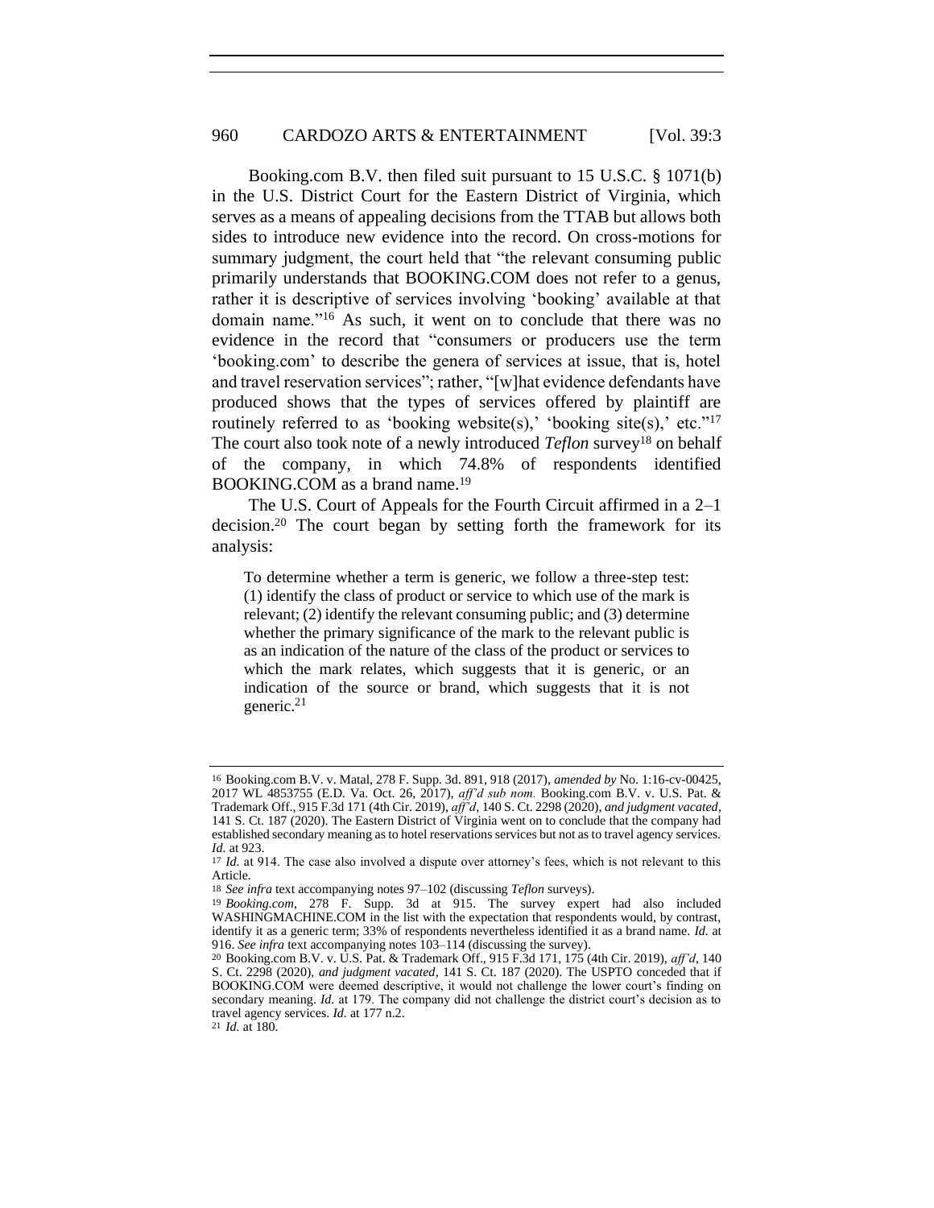Booking.com B.V. then filed suit pursuant to 15 U.S.C. § 1071(b) in the U.S. District Court for the Eastern District of Virginia, which serves as a means of appealing decisions from the TTAB but allows both sides to introduce new evidence into the record. On cross-motions for summary judgment, the court held that "the relevant consuming public primarily understands that BOOKING.COM does not refer to a genus, rather it is descriptive of services involving 'booking' available at that domain name."[16] As such, it went on to conclude that there was no evidence in the record that "consumers or producers use the term 'booking.com' to describe the genera of services at issue, that is, hotel and travel reservation services"; rather, "[w]hat evidence defendants have produced shows that the types of services offered by plaintiff are routinely referred to as 'booking website(s),' 'booking site(s),' etc."[17] The court also took note of a newly introduced *Teflon* survey[18] on behalf of the company, in which 74.8% of respondents identified BOOKING.COM as a brand name.[19]

The U.S. Court of Appeals for the Fourth Circuit affirmed in a 2–1 decision.[20] The court began by setting forth the framework for its analysis:

> To determine whether a term is generic, we follow a three-step test: (1) identify the class of product or service to which use of the mark is relevant; (2) identify the relevant consuming public; and (3) determine whether the primary significance of the mark to the relevant public is as an indication of the nature of the class of the product or services to which the mark relates, which suggests that it is generic, or an indication of the source or brand, which suggests that it is not generic.[21]

---

16 Booking.com B.V. v. Matal, 278 F. Supp. 3d. 891, 918 (2017), *amended by* No. 1:16-cv-00425, 2017 WL 4853755 (E.D. Va. Oct. 26, 2017), *aff'd sub nom.* Booking.com B.V. v. U.S. Pat. & Trademark Off., 915 F.3d 171 (4th Cir. 2019), *aff'd*, 140 S. Ct. 2298 (2020), *and judgment vacated*, 141 S. Ct. 187 (2020). The Eastern District of Virginia went on to conclude that the company had established secondary meaning as to hotel reservations services but not as to travel agency services. *Id.* at 923.

17 *Id.* at 914. The case also involved a dispute over attorney's fees, which is not relevant to this Article.

18 *See infra* text accompanying notes 97–102 (discussing *Teflon* surveys).

19 *Booking.com*, 278 F. Supp. 3d at 915. The survey expert had also included WASHINGMACHINE.COM in the list with the expectation that respondents would, by contrast, identify it as a generic term; 33% of respondents nevertheless identified it as a brand name. *Id.* at 916. *See infra* text accompanying notes 103–114 (discussing the survey).

20 Booking.com B.V. v. U.S. Pat. & Trademark Off., 915 F.3d 171, 175 (4th Cir. 2019), *aff'd*, 140 S. Ct. 2298 (2020), *and judgment vacated*, 141 S. Ct. 187 (2020). The USPTO conceded that if BOOKING.COM were deemed descriptive, it would not challenge the lower court's finding on secondary meaning. *Id.* at 179. The company did not challenge the district court's decision as to travel agency services. *Id.* at 177 n.2.

21 *Id.* at 180.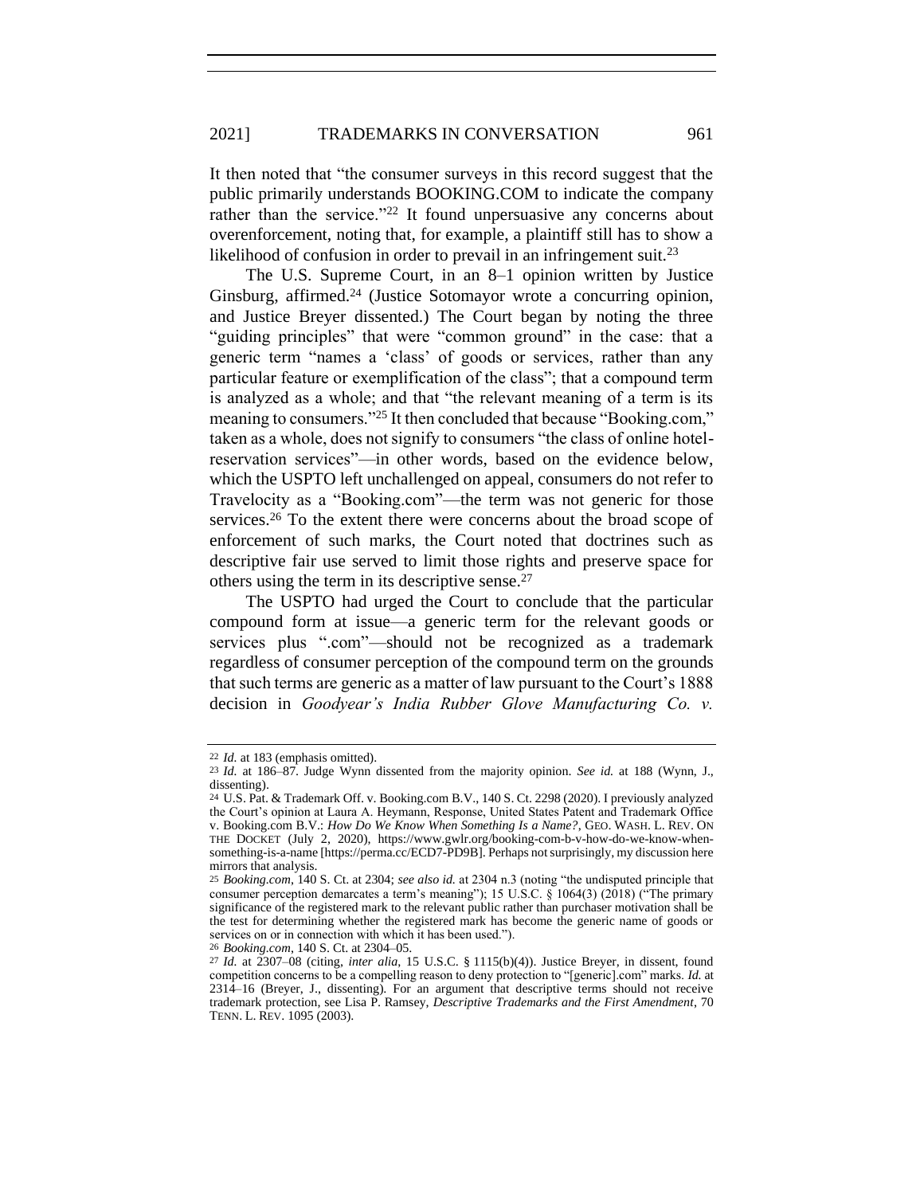It then noted that "the consumer surveys in this record suggest that the public primarily understands BOOKING.COM to indicate the company rather than the service."[22] It found unpersuasive any concerns about overenforcement, noting that, for example, a plaintiff still has to show a likelihood of confusion in order to prevail in an infringement suit.[23]

The U.S. Supreme Court, in an 8–1 opinion written by Justice Ginsburg, affirmed.[24] (Justice Sotomayor wrote a concurring opinion, and Justice Breyer dissented.) The Court began by noting the three "guiding principles" that were "common ground" in the case: that a generic term "names a 'class' of goods or services, rather than any particular feature or exemplification of the class"; that a compound term is analyzed as a whole; and that "the relevant meaning of a term is its meaning to consumers."[25] It then concluded that because "Booking.com," taken as a whole, does not signify to consumers "the class of online hotel-reservation services"—in other words, based on the evidence below, which the USPTO left unchallenged on appeal, consumers do not refer to Travelocity as a "Booking.com"—the term was not generic for those services.[26] To the extent there were concerns about the broad scope of enforcement of such marks, the Court noted that doctrines such as descriptive fair use served to limit those rights and preserve space for others using the term in its descriptive sense.[27]

The USPTO had urged the Court to conclude that the particular compound form at issue—a generic term for the relevant goods or services plus ".com"—should not be recognized as a trademark regardless of consumer perception of the compound term on the grounds that such terms are generic as a matter of law pursuant to the Court's 1888 decision in *Goodyear's India Rubber Glove Manufacturing Co. v.*

---

[22] *Id.* at 183 (emphasis omitted).

[23] *Id.* at 186–87. Judge Wynn dissented from the majority opinion. *See id.* at 188 (Wynn, J., dissenting).

[24] U.S. Pat. & Trademark Off. v. Booking.com B.V., 140 S. Ct. 2298 (2020). I previously analyzed the Court's opinion at Laura A. Heymann, Response, United States Patent and Trademark Office v. Booking.com B.V.: *How Do We Know When Something Is a Name?*, GEO. WASH. L. REV. ON THE DOCKET (July 2, 2020), https://www.gwlr.org/booking-com-b-v-how-do-we-know-when-something-is-a-name [https://perma.cc/ECD7-PD9B]. Perhaps not surprisingly, my discussion here mirrors that analysis.

[25] *Booking.com*, 140 S. Ct. at 2304; *see also id.* at 2304 n.3 (noting "the undisputed principle that consumer perception demarcates a term's meaning"); 15 U.S.C. § 1064(3) (2018) ("The primary significance of the registered mark to the relevant public rather than purchaser motivation shall be the test for determining whether the registered mark has become the generic name of goods or services on or in connection with which it has been used.").

[26] *Booking.com*, 140 S. Ct. at 2304–05.

[27] *Id.* at 2307–08 (citing, *inter alia*, 15 U.S.C. § 1115(b)(4)). Justice Breyer, in dissent, found competition concerns to be a compelling reason to deny protection to "[generic].com" marks. *Id.* at 2314–16 (Breyer, J., dissenting). For an argument that descriptive terms should not receive trademark protection, see Lisa P. Ramsey, *Descriptive Trademarks and the First Amendment*, 70 TENN. L. REV. 1095 (2003).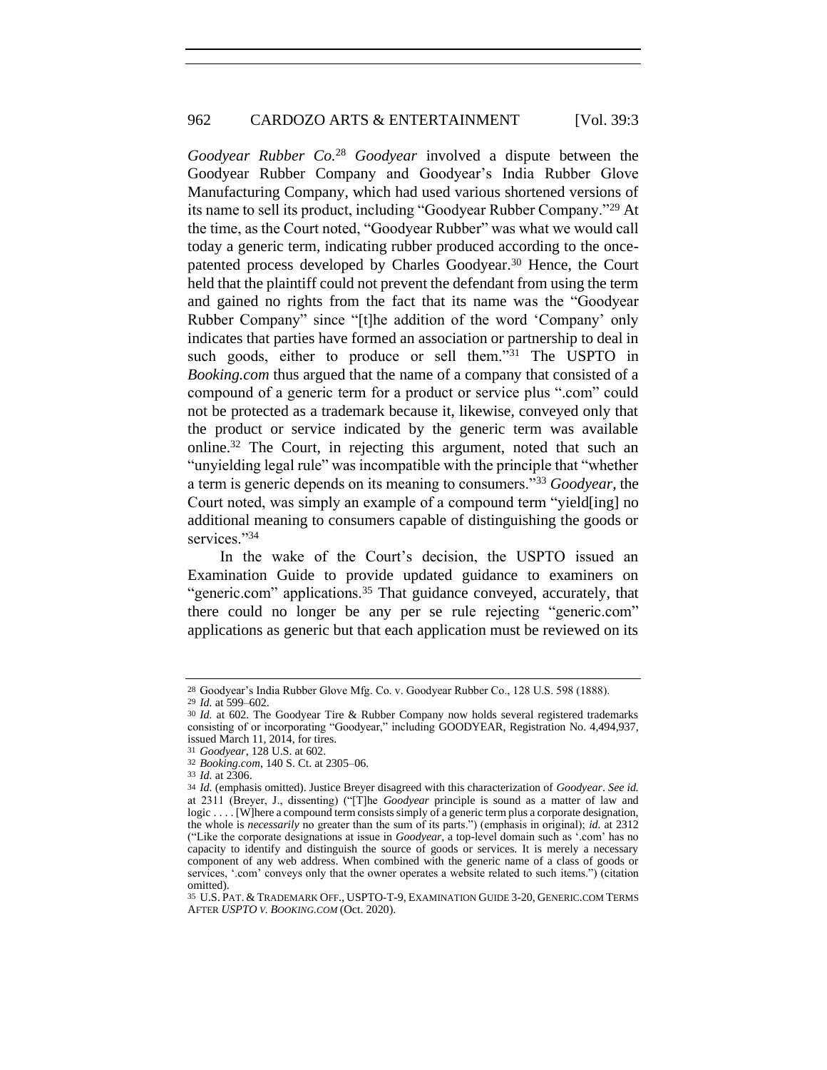*Goodyear Rubber Co.*[28] *Goodyear* involved a dispute between the Goodyear Rubber Company and Goodyear's India Rubber Glove Manufacturing Company, which had used various shortened versions of its name to sell its product, including "Goodyear Rubber Company."[29] At the time, as the Court noted, "Goodyear Rubber" was what we would call today a generic term, indicating rubber produced according to the once-patented process developed by Charles Goodyear.[30] Hence, the Court held that the plaintiff could not prevent the defendant from using the term and gained no rights from the fact that its name was the "Goodyear Rubber Company" since "[t]he addition of the word 'Company' only indicates that parties have formed an association or partnership to deal in such goods, either to produce or sell them."[31] The USPTO in *Booking.com* thus argued that the name of a company that consisted of a compound of a generic term for a product or service plus ".com" could not be protected as a trademark because it, likewise, conveyed only that the product or service indicated by the generic term was available online.[32] The Court, in rejecting this argument, noted that such an "unyielding legal rule" was incompatible with the principle that "whether a term is generic depends on its meaning to consumers."[33] *Goodyear*, the Court noted, was simply an example of a compound term "yield[ing] no additional meaning to consumers capable of distinguishing the goods or services."[34]

In the wake of the Court's decision, the USPTO issued an Examination Guide to provide updated guidance to examiners on "generic.com" applications.[35] That guidance conveyed, accurately, that there could no longer be any per se rule rejecting "generic.com" applications as generic but that each application must be reviewed on its

---

[28] Goodyear's India Rubber Glove Mfg. Co. v. Goodyear Rubber Co., 128 U.S. 598 (1888).

[29] *Id.* at 599–602.

[30] *Id.* at 602. The Goodyear Tire & Rubber Company now holds several registered trademarks consisting of or incorporating "Goodyear," including GOODYEAR, Registration No. 4,494,937, issued March 11, 2014, for tires.

[31] *Goodyear*, 128 U.S. at 602.

[32] *Booking.com*, 140 S. Ct. at 2305–06.

[33] *Id.* at 2306.

[34] *Id.* (emphasis omitted). Justice Breyer disagreed with this characterization of *Goodyear*. *See id.* at 2311 (Breyer, J., dissenting) ("[T]he *Goodyear* principle is sound as a matter of law and logic . . . . [W]here a compound term consists simply of a generic term plus a corporate designation, the whole is *necessarily* no greater than the sum of its parts.") (emphasis in original); *id.* at 2312 ("Like the corporate designations at issue in *Goodyear*, a top-level domain such as '.com' has no capacity to identify and distinguish the source of goods or services. It is merely a necessary component of any web address. When combined with the generic name of a class of goods or services, '.com' conveys only that the owner operates a website related to such items.") (citation omitted).

[35] U.S. PAT. & TRADEMARK OFF., USPTO-T-9, EXAMINATION GUIDE 3-20, GENERIC.COM TERMS AFTER *USPTO V. BOOKING.COM* (Oct. 2020).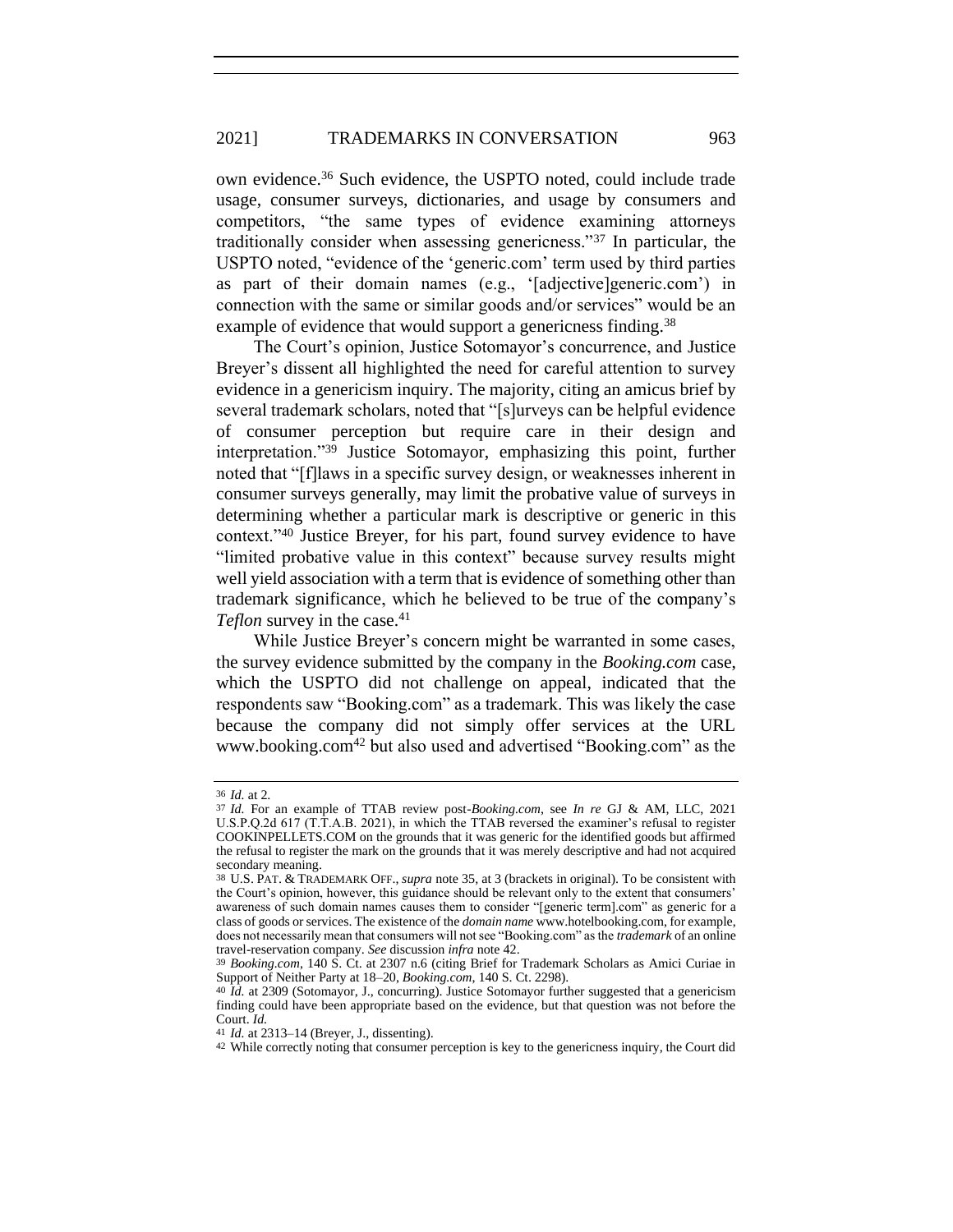own evidence.[36] Such evidence, the USPTO noted, could include trade usage, consumer surveys, dictionaries, and usage by consumers and competitors, "the same types of evidence examining attorneys traditionally consider when assessing genericness."[37] In particular, the USPTO noted, "evidence of the 'generic.com' term used by third parties as part of their domain names (e.g., '[adjective]generic.com') in connection with the same or similar goods and/or services" would be an example of evidence that would support a genericness finding.[38]

The Court's opinion, Justice Sotomayor's concurrence, and Justice Breyer's dissent all highlighted the need for careful attention to survey evidence in a genericism inquiry. The majority, citing an amicus brief by several trademark scholars, noted that "[s]urveys can be helpful evidence of consumer perception but require care in their design and interpretation."[39] Justice Sotomayor, emphasizing this point, further noted that "[f]laws in a specific survey design, or weaknesses inherent in consumer surveys generally, may limit the probative value of surveys in determining whether a particular mark is descriptive or generic in this context."[40] Justice Breyer, for his part, found survey evidence to have "limited probative value in this context" because survey results might well yield association with a term that is evidence of something other than trademark significance, which he believed to be true of the company's *Teflon* survey in the case.[41]

While Justice Breyer's concern might be warranted in some cases, the survey evidence submitted by the company in the *Booking.com* case, which the USPTO did not challenge on appeal, indicated that the respondents saw "Booking.com" as a trademark. This was likely the case because the company did not simply offer services at the URL www.booking.com[42] but also used and advertised "Booking.com" as the

---

[36] *Id.* at 2.

[37] *Id.* For an example of TTAB review post-*Booking.com*, see *In re* GJ & AM, LLC, 2021 U.S.P.Q.2d 617 (T.T.A.B. 2021), in which the TTAB reversed the examiner's refusal to register COOKINPELLETS.COM on the grounds that it was generic for the identified goods but affirmed the refusal to register the mark on the grounds that it was merely descriptive and had not acquired secondary meaning.

[38] U.S. PAT. & TRADEMARK OFF., *supra* note 35, at 3 (brackets in original). To be consistent with the Court's opinion, however, this guidance should be relevant only to the extent that consumers' awareness of such domain names causes them to consider "[generic term].com" as generic for a class of goods or services. The existence of the *domain name* www.hotelbooking.com, for example, does not necessarily mean that consumers will not see "Booking.com" as the *trademark* of an online travel-reservation company. *See* discussion *infra* note 42.

[39] *Booking.com*, 140 S. Ct. at 2307 n.6 (citing Brief for Trademark Scholars as Amici Curiae in Support of Neither Party at 18–20, *Booking.com*, 140 S. Ct. 2298).

[40] *Id.* at 2309 (Sotomayor, J., concurring). Justice Sotomayor further suggested that a genericism finding could have been appropriate based on the evidence, but that question was not before the Court. *Id.*

[41] *Id.* at 2313–14 (Breyer, J., dissenting).

[42] While correctly noting that consumer perception is key to the genericness inquiry, the Court did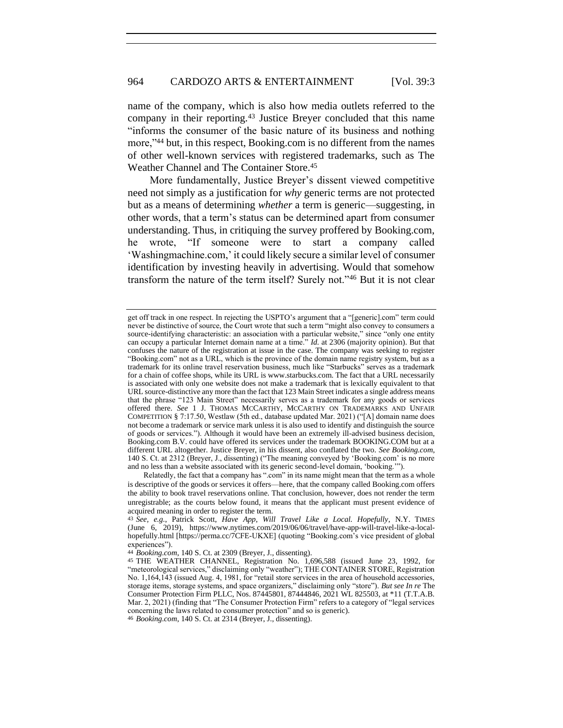name of the company, which is also how media outlets referred to the company in their reporting.[43] Justice Breyer concluded that this name "informs the consumer of the basic nature of its business and nothing more,"[44] but, in this respect, Booking.com is no different from the names of other well-known services with registered trademarks, such as The Weather Channel and The Container Store.[45]

More fundamentally, Justice Breyer's dissent viewed competitive need not simply as a justification for *why* generic terms are not protected but as a means of determining *whether* a term is generic—suggesting, in other words, that a term's status can be determined apart from consumer understanding. Thus, in critiquing the survey proffered by Booking.com, he wrote, "If someone were to start a company called 'Washingmachine.com,' it could likely secure a similar level of consumer identification by investing heavily in advertising. Would that somehow transform the nature of the term itself? Surely not."[46] But it is not clear

---

get off track in one respect. In rejecting the USPTO's argument that a "[generic].com" term could never be distinctive of source, the Court wrote that such a term "might also convey to consumers a source-identifying characteristic: an association with a particular website," since "only one entity can occupy a particular Internet domain name at a time." *Id.* at 2306 (majority opinion). But that confuses the nature of the registration at issue in the case. The company was seeking to register "Booking.com" not as a URL, which is the province of the domain name registry system, but as a trademark for its online travel reservation business, much like "Starbucks" serves as a trademark for a chain of coffee shops, while its URL is www.starbucks.com. The fact that a URL necessarily is associated with only one website does not make a trademark that is lexically equivalent to that URL source-distinctive any more than the fact that 123 Main Street indicates a single address means that the phrase "123 Main Street" necessarily serves as a trademark for any goods or services offered there. *See* 1 J. THOMAS MCCARTHY, MCCARTHY ON TRADEMARKS AND UNFAIR COMPETITION § 7:17.50, Westlaw (5th ed., database updated Mar. 2021) ("[A] domain name does not become a trademark or service mark unless it is also used to identify and distinguish the source of goods or services."). Although it would have been an extremely ill-advised business decision, Booking.com B.V. could have offered its services under the trademark BOOKING.COM but at a different URL altogether. Justice Breyer, in his dissent, also conflated the two. *See Booking.com*, 140 S. Ct. at 2312 (Breyer, J., dissenting) ("The meaning conveyed by 'Booking.com' is no more and no less than a website associated with its generic second-level domain, 'booking.'").

Relatedly, the fact that a company has ".com" in its name might mean that the term as a whole is descriptive of the goods or services it offers—here, that the company called Booking.com offers the ability to book travel reservations online. That conclusion, however, does not render the term unregistrable; as the courts below found, it means that the applicant must present evidence of acquired meaning in order to register the term.

[43] *See, e.g.*, Patrick Scott, *Have App, Will Travel Like a Local. Hopefully*, N.Y. TIMES (June 6, 2019), https://www.nytimes.com/2019/06/06/travel/have-app-will-travel-like-a-local-hopefully.html [https://perma.cc/7CFE-UKXE] (quoting "Booking.com's vice president of global experiences").

[44] *Booking.com*, 140 S. Ct. at 2309 (Breyer, J., dissenting).

[45] THE WEATHER CHANNEL, Registration No. 1,696,588 (issued June 23, 1992, for "meteorological services," disclaiming only "weather"); THE CONTAINER STORE, Registration No. 1,164,143 (issued Aug. 4, 1981, for "retail store services in the area of household accessories, storage items, storage systems, and space organizers," disclaiming only "store"). *But see In re* The Consumer Protection Firm PLLC, Nos. 87445801, 87444846, 2021 WL 825503, at *11 (T.T.A.B. Mar. 2, 2021) (finding that "The Consumer Protection Firm" refers to a category of "legal services concerning the laws related to consumer protection" and so is generic).

[46] *Booking.com*, 140 S. Ct. at 2314 (Breyer, J., dissenting).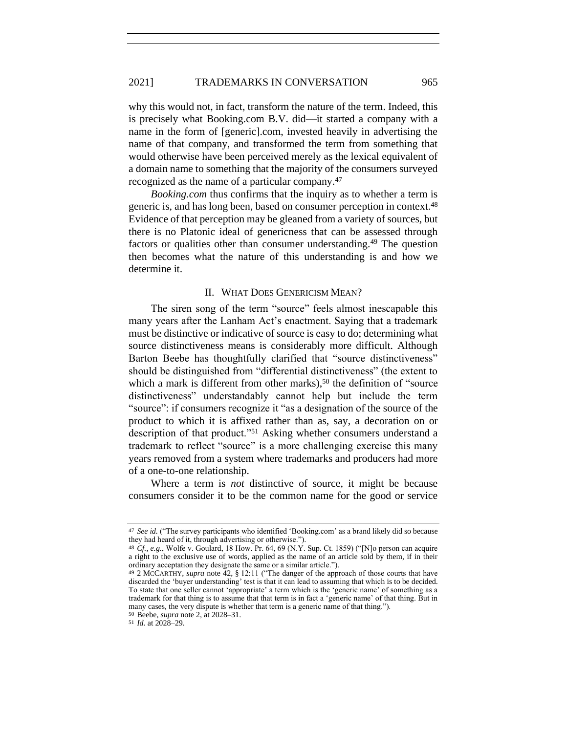why this would not, in fact, transform the nature of the term. Indeed, this is precisely what Booking.com B.V. did—it started a company with a name in the form of [generic].com, invested heavily in advertising the name of that company, and transformed the term from something that would otherwise have been perceived merely as the lexical equivalent of a domain name to something that the majority of the consumers surveyed recognized as the name of a particular company.[47]

*Booking.com* thus confirms that the inquiry as to whether a term is generic is, and has long been, based on consumer perception in context.[48] Evidence of that perception may be gleaned from a variety of sources, but there is no Platonic ideal of genericness that can be assessed through factors or qualities other than consumer understanding.[49] The question then becomes what the nature of this understanding is and how we determine it.

## II. What Does Genericism Mean?

The siren song of the term "source" feels almost inescapable this many years after the Lanham Act's enactment. Saying that a trademark must be distinctive or indicative of source is easy to do; determining what source distinctiveness means is considerably more difficult. Although Barton Beebe has thoughtfully clarified that "source distinctiveness" should be distinguished from "differential distinctiveness" (the extent to which a mark is different from other marks),[50] the definition of "source distinctiveness" understandably cannot help but include the term "source": if consumers recognize it "as a designation of the source of the product to which it is affixed rather than as, say, a decoration on or description of that product."[51] Asking whether consumers understand a trademark to reflect "source" is a more challenging exercise this many years removed from a system where trademarks and producers had more of a one-to-one relationship.

Where a term is *not* distinctive of source, it might be because consumers consider it to be the common name for the good or service

---

[47] *See id.* ("The survey participants who identified 'Booking.com' as a brand likely did so because they had heard of it, through advertising or otherwise.").

[48] *Cf., e.g.*, Wolfe v. Goulard, 18 How. Pr. 64, 69 (N.Y. Sup. Ct. 1859) ("[N]o person can acquire a right to the exclusive use of words, applied as the name of an article sold by them, if in their ordinary acceptation they designate the same or a similar article.").

[49] 2 McCarthy, *supra* note 42, § 12:11 ("The danger of the approach of those courts that have discarded the 'buyer understanding' test is that it can lead to assuming that which is to be decided. To state that one seller cannot 'appropriate' a term which is the 'generic name' of something as a trademark for that thing is to assume that that term is in fact a 'generic name' of that thing. But in many cases, the very dispute is whether that term is a generic name of that thing.").

[50] Beebe, *supra* note 2, at 2028–31.

[51] *Id.* at 2028–29.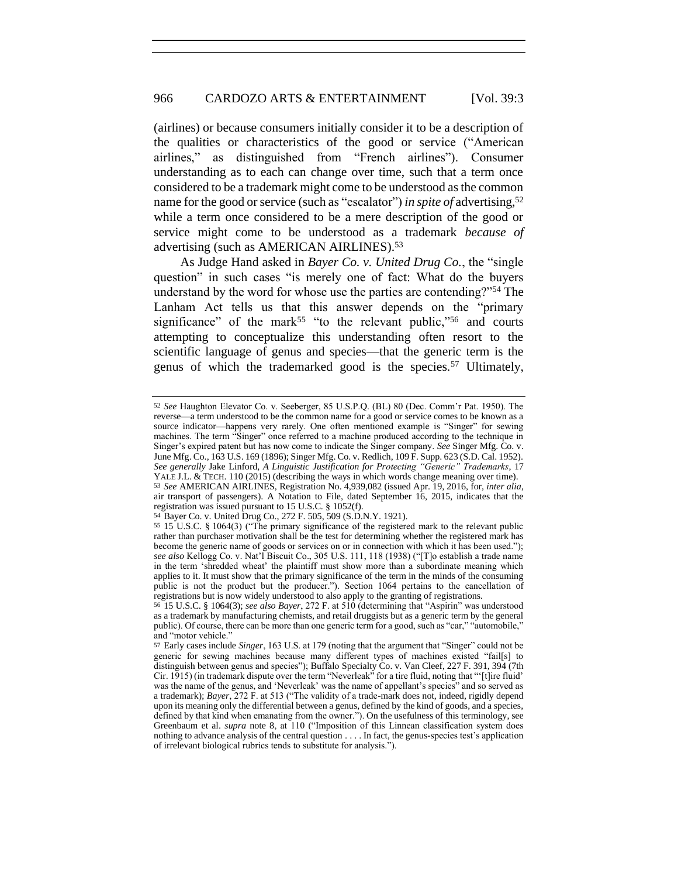(airlines) or because consumers initially consider it to be a description of the qualities or characteristics of the good or service ("American airlines," as distinguished from "French airlines"). Consumer understanding as to each can change over time, such that a term once considered to be a trademark might come to be understood as the common name for the good or service (such as "escalator") *in spite of* advertising,[52] while a term once considered to be a mere description of the good or service might come to be understood as a trademark *because of* advertising (such as AMERICAN AIRLINES).[53]

As Judge Hand asked in *Bayer Co. v. United Drug Co.*, the "single question" in such cases "is merely one of fact: What do the buyers understand by the word for whose use the parties are contending?"[54] The Lanham Act tells us that this answer depends on the "primary significance" of the mark[55] "to the relevant public,"[56] and courts attempting to conceptualize this understanding often resort to the scientific language of genus and species—that the generic term is the genus of which the trademarked good is the species.[57] Ultimately,

---

[52] *See* Haughton Elevator Co. v. Seeberger, 85 U.S.P.Q. (BL) 80 (Dec. Comm'r Pat. 1950). The reverse—a term understood to be the common name for a good or service comes to be known as a source indicator—happens very rarely. One often mentioned example is "Singer" for sewing machines. The term "Singer" once referred to a machine produced according to the technique in Singer's expired patent but has now come to indicate the Singer company. *See* Singer Mfg. Co. v. June Mfg. Co., 163 U.S. 169 (1896); Singer Mfg. Co. v. Redlich, 109 F. Supp. 623 (S.D. Cal. 1952). *See generally* Jake Linford, *A Linguistic Justification for Protecting "Generic" Trademarks*, 17 YALE J.L. & TECH. 110 (2015) (describing the ways in which words change meaning over time).

[53] *See* AMERICAN AIRLINES, Registration No. 4,939,082 (issued Apr. 19, 2016, for, *inter alia*, air transport of passengers). A Notation to File, dated September 16, 2015, indicates that the registration was issued pursuant to 15 U.S.C. § 1052(f).

[54] Bayer Co. v. United Drug Co., 272 F. 505, 509 (S.D.N.Y. 1921).

[55] 15 U.S.C. § 1064(3) ("The primary significance of the registered mark to the relevant public rather than purchaser motivation shall be the test for determining whether the registered mark has become the generic name of goods or services on or in connection with which it has been used."); *see also* Kellogg Co. v. Nat'l Biscuit Co., 305 U.S. 111, 118 (1938) ("[T]o establish a trade name in the term 'shredded wheat' the plaintiff must show more than a subordinate meaning which applies to it. It must show that the primary significance of the term in the minds of the consuming public is not the product but the producer."). Section 1064 pertains to the cancellation of registrations but is now widely understood to also apply to the granting of registrations.

[56] 15 U.S.C. § 1064(3); *see also Bayer*, 272 F. at 510 (determining that "Aspirin" was understood as a trademark by manufacturing chemists, and retail druggists but as a generic term by the general public). Of course, there can be more than one generic term for a good, such as "car," "automobile," and "motor vehicle."

[57] Early cases include *Singer*, 163 U.S. at 179 (noting that the argument that "Singer" could not be generic for sewing machines because many different types of machines existed "fail[s] to distinguish between genus and species"); Buffalo Specialty Co. v. Van Cleef, 227 F. 391, 394 (7th Cir. 1915) (in trademark dispute over the term "Neverleak" for a tire fluid, noting that "'[t]ire fluid' was the name of the genus, and 'Neverleak' was the name of appellant's species" and so served as a trademark); *Bayer*, 272 F. at 513 ("The validity of a trade-mark does not, indeed, rigidly depend upon its meaning only the differential between a genus, defined by the kind of goods, and a species, defined by that kind when emanating from the owner."). On the usefulness of this terminology, see Greenbaum et al. *supra* note 8, at 110 ("Imposition of this Linnean classification system does nothing to advance analysis of the central question . . . . In fact, the genus-species test's application of irrelevant biological rubrics tends to substitute for analysis.").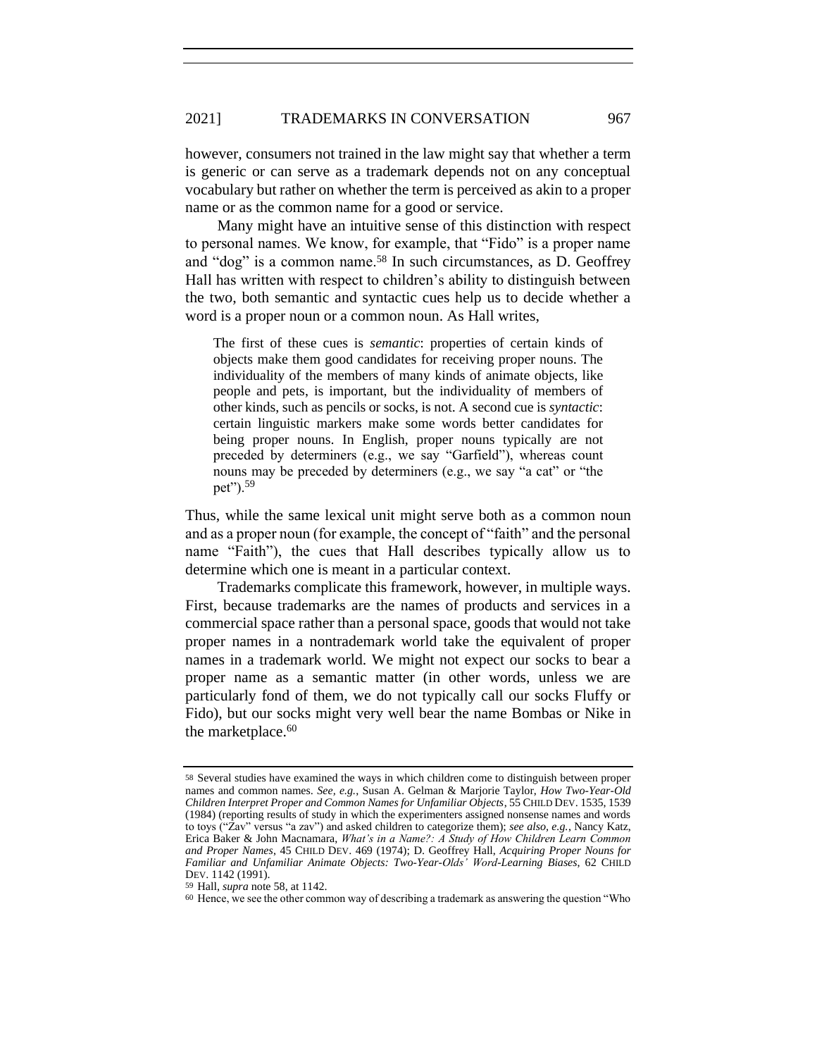however, consumers not trained in the law might say that whether a term is generic or can serve as a trademark depends not on any conceptual vocabulary but rather on whether the term is perceived as akin to a proper name or as the common name for a good or service.

Many might have an intuitive sense of this distinction with respect to personal names. We know, for example, that "Fido" is a proper name and "dog" is a common name.[58] In such circumstances, as D. Geoffrey Hall has written with respect to children's ability to distinguish between the two, both semantic and syntactic cues help us to decide whether a word is a proper noun or a common noun. As Hall writes,

> The first of these cues is *semantic*: properties of certain kinds of objects make them good candidates for receiving proper nouns. The individuality of the members of many kinds of animate objects, like people and pets, is important, but the individuality of members of other kinds, such as pencils or socks, is not. A second cue is *syntactic*: certain linguistic markers make some words better candidates for being proper nouns. In English, proper nouns typically are not preceded by determiners (e.g., we say "Garfield"), whereas count nouns may be preceded by determiners (e.g., we say "a cat" or "the pet").[59]

Thus, while the same lexical unit might serve both as a common noun and as a proper noun (for example, the concept of "faith" and the personal name "Faith"), the cues that Hall describes typically allow us to determine which one is meant in a particular context.

Trademarks complicate this framework, however, in multiple ways. First, because trademarks are the names of products and services in a commercial space rather than a personal space, goods that would not take proper names in a nontrademark world take the equivalent of proper names in a trademark world. We might not expect our socks to bear a proper name as a semantic matter (in other words, unless we are particularly fond of them, we do not typically call our socks Fluffy or Fido), but our socks might very well bear the name Bombas or Nike in the marketplace.[60]

---

[58] Several studies have examined the ways in which children come to distinguish between proper names and common names. *See, e.g.*, Susan A. Gelman & Marjorie Taylor, *How Two-Year-Old Children Interpret Proper and Common Names for Unfamiliar Objects*, 55 CHILD DEV. 1535, 1539 (1984) (reporting results of study in which the experimenters assigned nonsense names and words to toys ("Zav" versus "a zav") and asked children to categorize them); *see also, e.g.*, Nancy Katz, Erica Baker & John Macnamara, *What's in a Name?: A Study of How Children Learn Common and Proper Names*, 45 CHILD DEV. 469 (1974); D. Geoffrey Hall, *Acquiring Proper Nouns for Familiar and Unfamiliar Animate Objects: Two-Year-Olds' Word-Learning Biases*, 62 CHILD DEV. 1142 (1991).

[59] Hall, *supra* note 58, at 1142.

[60] Hence, we see the other common way of describing a trademark as answering the question "Who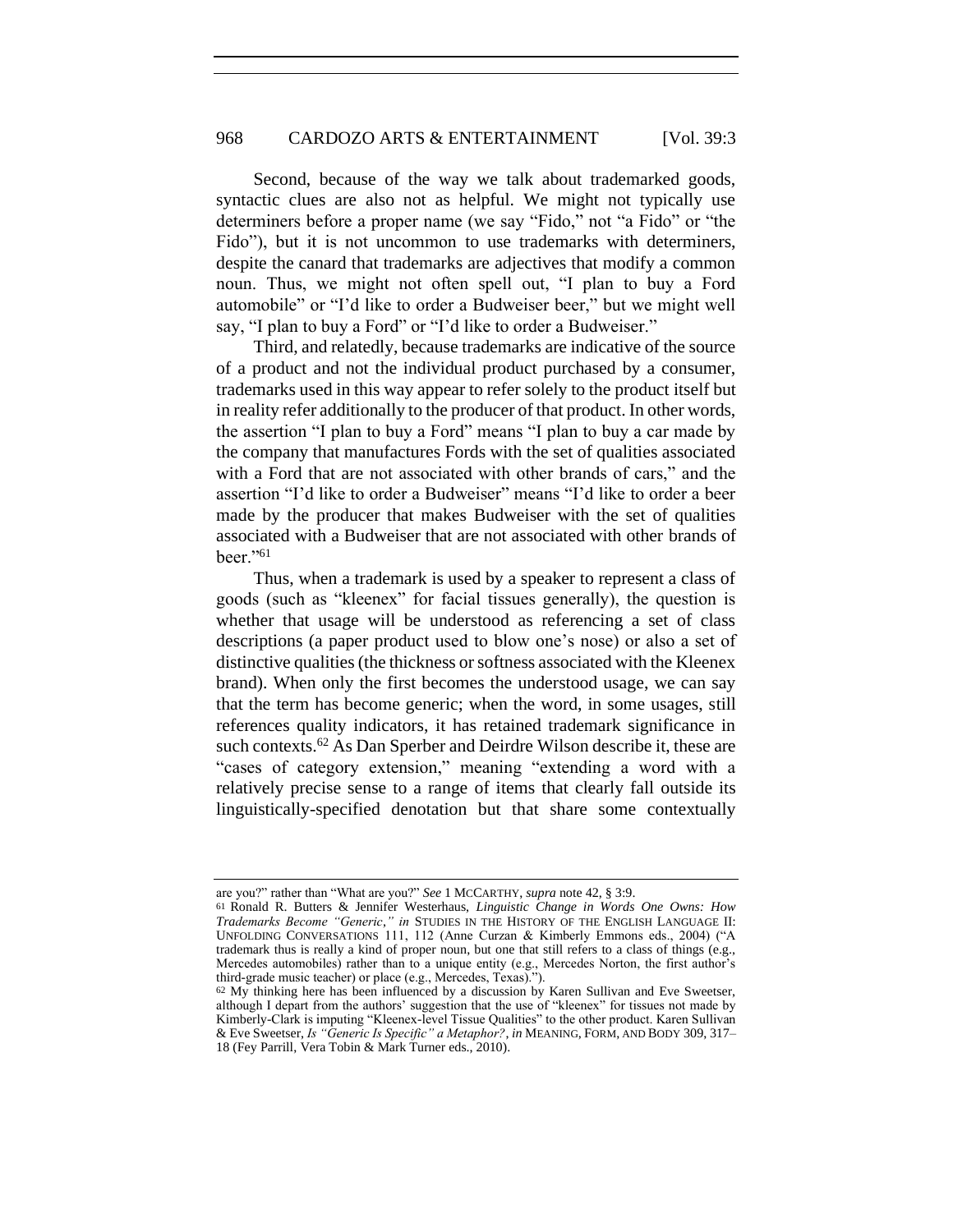Second, because of the way we talk about trademarked goods, syntactic clues are also not as helpful. We might not typically use determiners before a proper name (we say "Fido," not "a Fido" or "the Fido"), but it is not uncommon to use trademarks with determiners, despite the canard that trademarks are adjectives that modify a common noun. Thus, we might not often spell out, "I plan to buy a Ford automobile" or "I'd like to order a Budweiser beer," but we might well say, "I plan to buy a Ford" or "I'd like to order a Budweiser."

Third, and relatedly, because trademarks are indicative of the source of a product and not the individual product purchased by a consumer, trademarks used in this way appear to refer solely to the product itself but in reality refer additionally to the producer of that product. In other words, the assertion "I plan to buy a Ford" means "I plan to buy a car made by the company that manufactures Fords with the set of qualities associated with a Ford that are not associated with other brands of cars," and the assertion "I'd like to order a Budweiser" means "I'd like to order a beer made by the producer that makes Budweiser with the set of qualities associated with a Budweiser that are not associated with other brands of beer."[61]

Thus, when a trademark is used by a speaker to represent a class of goods (such as "kleenex" for facial tissues generally), the question is whether that usage will be understood as referencing a set of class descriptions (a paper product used to blow one's nose) or also a set of distinctive qualities (the thickness or softness associated with the Kleenex brand). When only the first becomes the understood usage, we can say that the term has become generic; when the word, in some usages, still references quality indicators, it has retained trademark significance in such contexts.[62] As Dan Sperber and Deirdre Wilson describe it, these are "cases of category extension," meaning "extending a word with a relatively precise sense to a range of items that clearly fall outside its linguistically-specified denotation but that share some contextually

---

are you?" rather than "What are you?" *See* 1 MCCARTHY, *supra* note 42, § 3:9.

[61] Ronald R. Butters & Jennifer Westerhaus, *Linguistic Change in Words One Owns: How Trademarks Become "Generic," in* STUDIES IN THE HISTORY OF THE ENGLISH LANGUAGE II: UNFOLDING CONVERSATIONS 111, 112 (Anne Curzan & Kimberly Emmons eds., 2004) ("A trademark thus is really a kind of proper noun, but one that still refers to a class of things (e.g., Mercedes automobiles) rather than to a unique entity (e.g., Mercedes Norton, the first author's third-grade music teacher) or place (e.g., Mercedes, Texas).").

[62] My thinking here has been influenced by a discussion by Karen Sullivan and Eve Sweetser, although I depart from the authors' suggestion that the use of "kleenex" for tissues not made by Kimberly-Clark is imputing "Kleenex-level Tissue Qualities" to the other product. Karen Sullivan & Eve Sweetser, *Is "Generic Is Specific" a Metaphor?*, *in* MEANING, FORM, AND BODY 309, 317–18 (Fey Parrill, Vera Tobin & Mark Turner eds., 2010).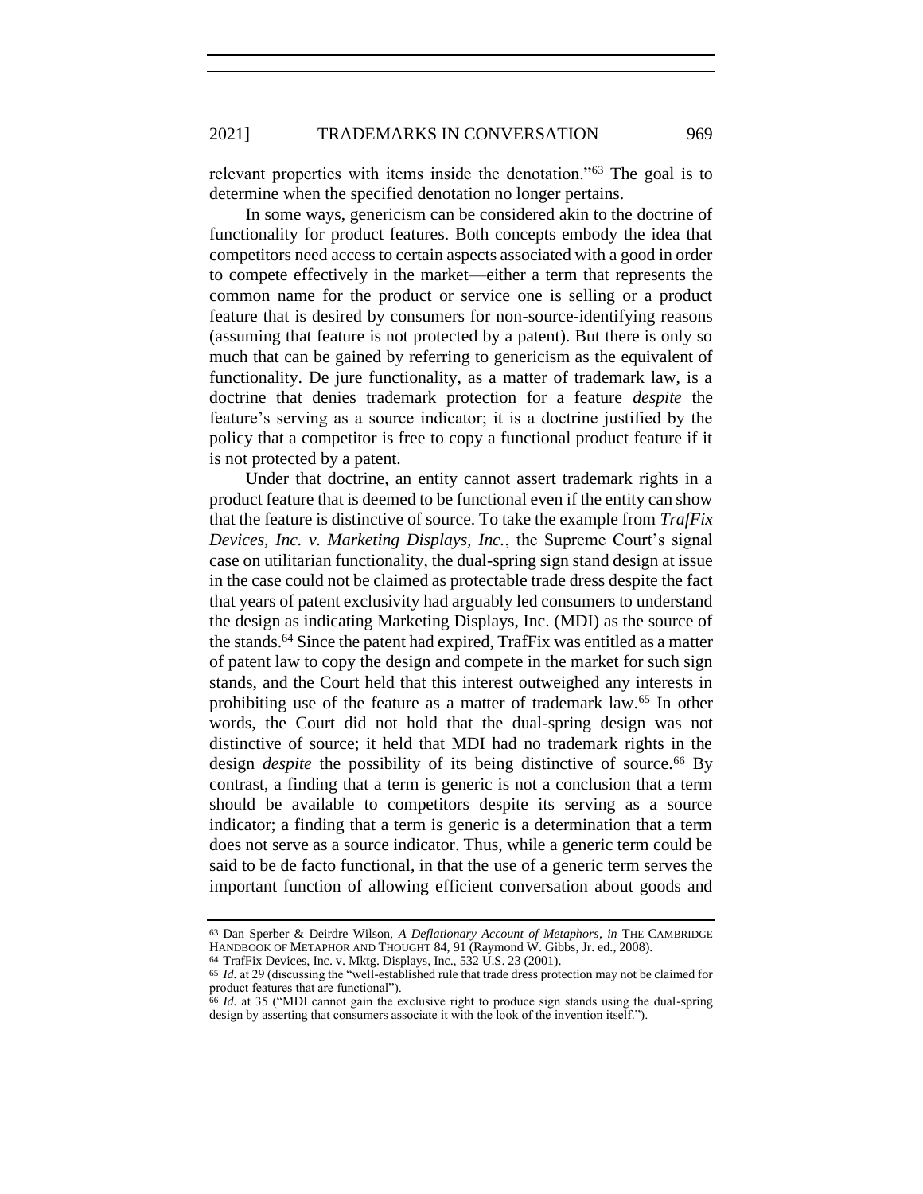relevant properties with items inside the denotation."[63] The goal is to determine when the specified denotation no longer pertains.

In some ways, genericism can be considered akin to the doctrine of functionality for product features. Both concepts embody the idea that competitors need access to certain aspects associated with a good in order to compete effectively in the market—either a term that represents the common name for the product or service one is selling or a product feature that is desired by consumers for non-source-identifying reasons (assuming that feature is not protected by a patent). But there is only so much that can be gained by referring to genericism as the equivalent of functionality. De jure functionality, as a matter of trademark law, is a doctrine that denies trademark protection for a feature *despite* the feature's serving as a source indicator; it is a doctrine justified by the policy that a competitor is free to copy a functional product feature if it is not protected by a patent.

Under that doctrine, an entity cannot assert trademark rights in a product feature that is deemed to be functional even if the entity can show that the feature is distinctive of source. To take the example from *TrafFix Devices, Inc. v. Marketing Displays, Inc.*, the Supreme Court's signal case on utilitarian functionality, the dual-spring sign stand design at issue in the case could not be claimed as protectable trade dress despite the fact that years of patent exclusivity had arguably led consumers to understand the design as indicating Marketing Displays, Inc. (MDI) as the source of the stands.[64] Since the patent had expired, TrafFix was entitled as a matter of patent law to copy the design and compete in the market for such sign stands, and the Court held that this interest outweighed any interests in prohibiting use of the feature as a matter of trademark law.[65] In other words, the Court did not hold that the dual-spring design was not distinctive of source; it held that MDI had no trademark rights in the design *despite* the possibility of its being distinctive of source.[66] By contrast, a finding that a term is generic is not a conclusion that a term should be available to competitors despite its serving as a source indicator; a finding that a term is generic is a determination that a term does not serve as a source indicator. Thus, while a generic term could be said to be de facto functional, in that the use of a generic term serves the important function of allowing efficient conversation about goods and

---

[63] Dan Sperber & Deirdre Wilson, *A Deflationary Account of Metaphors*, *in* THE CAMBRIDGE HANDBOOK OF METAPHOR AND THOUGHT 84, 91 (Raymond W. Gibbs, Jr. ed., 2008).

[64] TrafFix Devices, Inc. v. Mktg. Displays, Inc., 532 U.S. 23 (2001).

[65] *Id.* at 29 (discussing the "well-established rule that trade dress protection may not be claimed for product features that are functional").

[66] *Id.* at 35 ("MDI cannot gain the exclusive right to produce sign stands using the dual-spring design by asserting that consumers associate it with the look of the invention itself.").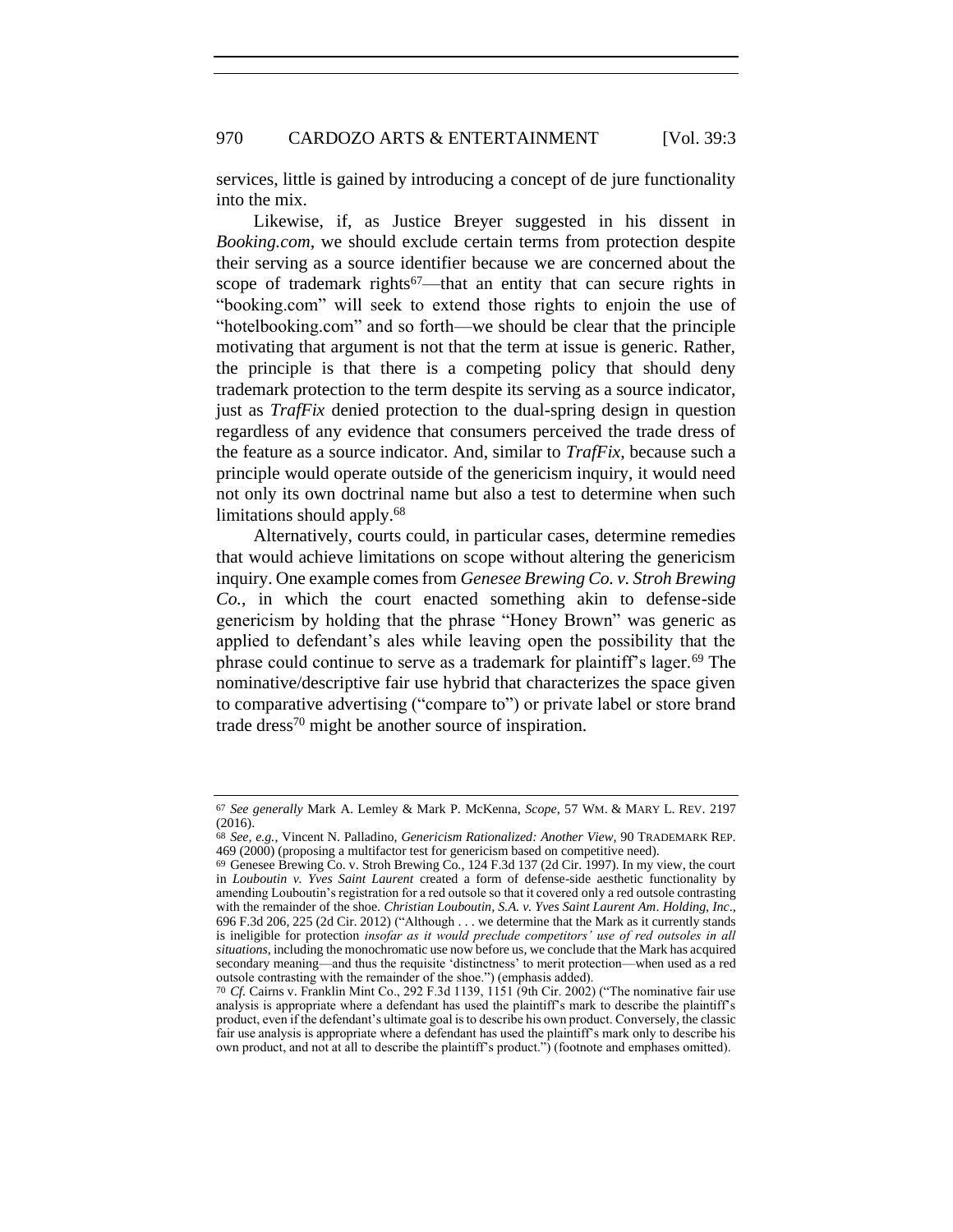services, little is gained by introducing a concept of de jure functionality into the mix.

Likewise, if, as Justice Breyer suggested in his dissent in *Booking.com*, we should exclude certain terms from protection despite their serving as a source identifier because we are concerned about the scope of trademark rights[67]—that an entity that can secure rights in "booking.com" will seek to extend those rights to enjoin the use of "hotelbooking.com" and so forth—we should be clear that the principle motivating that argument is not that the term at issue is generic. Rather, the principle is that there is a competing policy that should deny trademark protection to the term despite its serving as a source indicator, just as *TrafFix* denied protection to the dual-spring design in question regardless of any evidence that consumers perceived the trade dress of the feature as a source indicator. And, similar to *TrafFix*, because such a principle would operate outside of the genericism inquiry, it would need not only its own doctrinal name but also a test to determine when such limitations should apply.[68]

Alternatively, courts could, in particular cases, determine remedies that would achieve limitations on scope without altering the genericism inquiry. One example comes from *Genesee Brewing Co. v. Stroh Brewing Co.*, in which the court enacted something akin to defense-side genericism by holding that the phrase "Honey Brown" was generic as applied to defendant's ales while leaving open the possibility that the phrase could continue to serve as a trademark for plaintiff's lager.[69] The nominative/descriptive fair use hybrid that characterizes the space given to comparative advertising ("compare to") or private label or store brand trade dress[70] might be another source of inspiration.

---

[67] *See generally* Mark A. Lemley & Mark P. McKenna, *Scope*, 57 WM. & MARY L. REV. 2197 (2016).

[68] *See, e.g.*, Vincent N. Palladino, *Genericism Rationalized: Another View*, 90 TRADEMARK REP. 469 (2000) (proposing a multifactor test for genericism based on competitive need).

[69] Genesee Brewing Co. v. Stroh Brewing Co., 124 F.3d 137 (2d Cir. 1997). In my view, the court in *Louboutin v. Yves Saint Laurent* created a form of defense-side aesthetic functionality by amending Louboutin's registration for a red outsole so that it covered only a red outsole contrasting with the remainder of the shoe. *Christian Louboutin, S.A. v. Yves Saint Laurent Am. Holding, Inc.*, 696 F.3d 206, 225 (2d Cir. 2012) ("Although . . . we determine that the Mark as it currently stands is ineligible for protection *insofar as it would preclude competitors' use of red outsoles in all situations*, including the monochromatic use now before us, we conclude that the Mark has acquired secondary meaning—and thus the requisite 'distinctness' to merit protection—when used as a red outsole contrasting with the remainder of the shoe.") (emphasis added).

[70] *Cf.* Cairns v. Franklin Mint Co., 292 F.3d 1139, 1151 (9th Cir. 2002) ("The nominative fair use analysis is appropriate where a defendant has used the plaintiff's mark to describe the plaintiff's product, even if the defendant's ultimate goal is to describe his own product. Conversely, the classic fair use analysis is appropriate where a defendant has used the plaintiff's mark only to describe his own product, and not at all to describe the plaintiff's product.") (footnote and emphases omitted).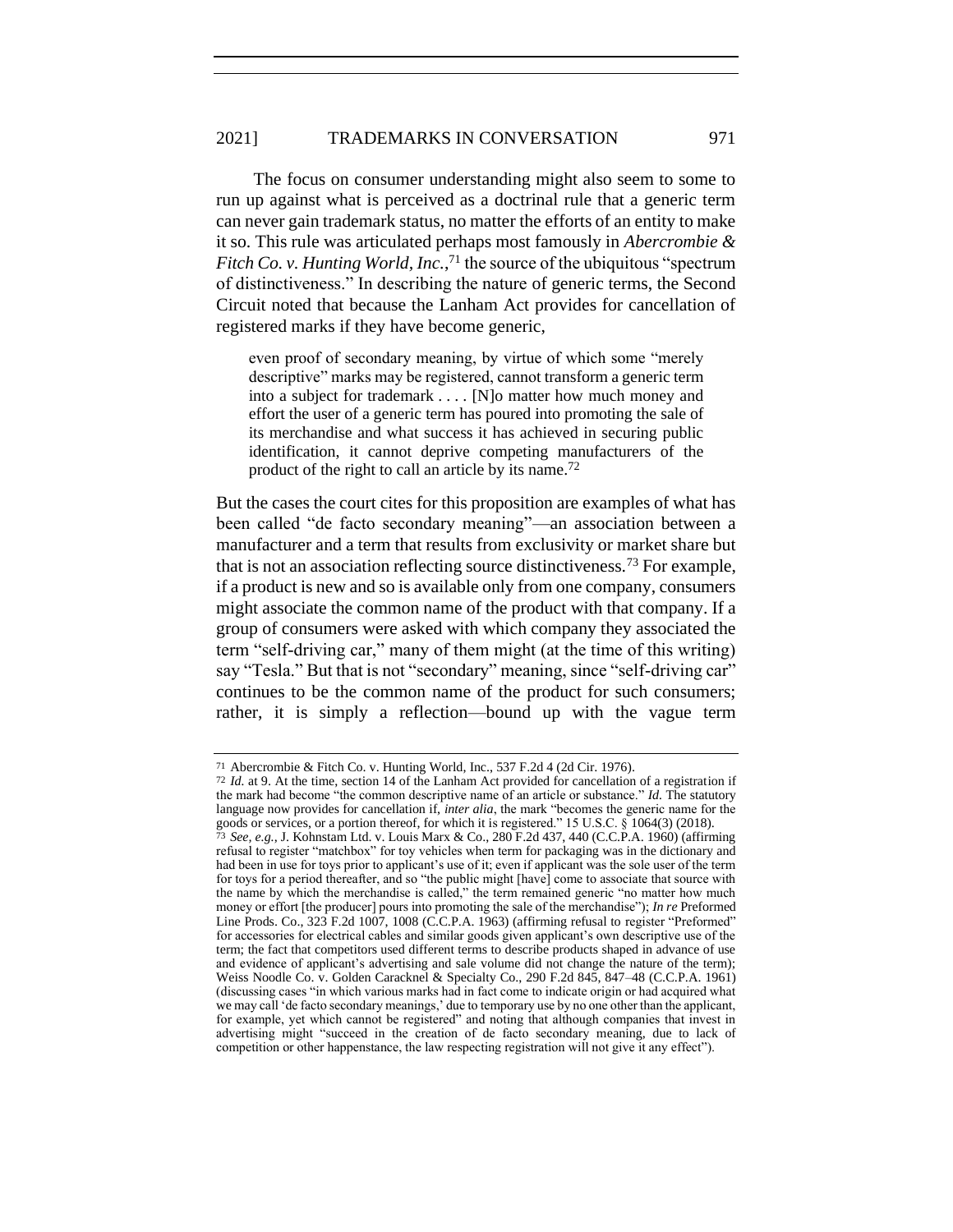The focus on consumer understanding might also seem to some to run up against what is perceived as a doctrinal rule that a generic term can never gain trademark status, no matter the efforts of an entity to make it so. This rule was articulated perhaps most famously in *Abercrombie & Fitch Co. v. Hunting World, Inc.*,[71] the source of the ubiquitous "spectrum of distinctiveness." In describing the nature of generic terms, the Second Circuit noted that because the Lanham Act provides for cancellation of registered marks if they have become generic,

> even proof of secondary meaning, by virtue of which some "merely descriptive" marks may be registered, cannot transform a generic term into a subject for trademark . . . . [N]o matter how much money and effort the user of a generic term has poured into promoting the sale of its merchandise and what success it has achieved in securing public identification, it cannot deprive competing manufacturers of the product of the right to call an article by its name.[72]

But the cases the court cites for this proposition are examples of what has been called "de facto secondary meaning"—an association between a manufacturer and a term that results from exclusivity or market share but that is not an association reflecting source distinctiveness.[73] For example, if a product is new and so is available only from one company, consumers might associate the common name of the product with that company. If a group of consumers were asked with which company they associated the term "self-driving car," many of them might (at the time of this writing) say "Tesla." But that is not "secondary" meaning, since "self-driving car" continues to be the common name of the product for such consumers; rather, it is simply a reflection—bound up with the vague term

---

[71] Abercrombie & Fitch Co. v. Hunting World, Inc., 537 F.2d 4 (2d Cir. 1976).

[72] *Id.* at 9. At the time, section 14 of the Lanham Act provided for cancellation of a registration if the mark had become "the common descriptive name of an article or substance." *Id.* The statutory language now provides for cancellation if, *inter alia*, the mark "becomes the generic name for the goods or services, or a portion thereof, for which it is registered." 15 U.S.C. § 1064(3) (2018).

[73] *See, e.g.*, J. Kohnstam Ltd. v. Louis Marx & Co., 280 F.2d 437, 440 (C.C.P.A. 1960) (affirming refusal to register "matchbox" for toy vehicles when term for packaging was in the dictionary and had been in use for toys prior to applicant's use of it; even if applicant was the sole user of the term for toys for a period thereafter, and so "the public might [have] come to associate that source with the name by which the merchandise is called," the term remained generic "no matter how much money or effort [the producer] pours into promoting the sale of the merchandise"); *In re* Preformed Line Prods. Co., 323 F.2d 1007, 1008 (C.C.P.A. 1963) (affirming refusal to register "Preformed" for accessories for electrical cables and similar goods given applicant's own descriptive use of the term; the fact that competitors used different terms to describe products shaped in advance of use and evidence of applicant's advertising and sale volume did not change the nature of the term); Weiss Noodle Co. v. Golden Cracknel & Specialty Co., 290 F.2d 845, 847–48 (C.C.P.A. 1961) (discussing cases "in which various marks had in fact come to indicate origin or had acquired what we may call 'de facto secondary meanings,' due to temporary use by no one other than the applicant, for example, yet which cannot be registered" and noting that although companies that invest in advertising might "succeed in the creation of de facto secondary meaning, due to lack of competition or other happenstance, the law respecting registration will not give it any effect").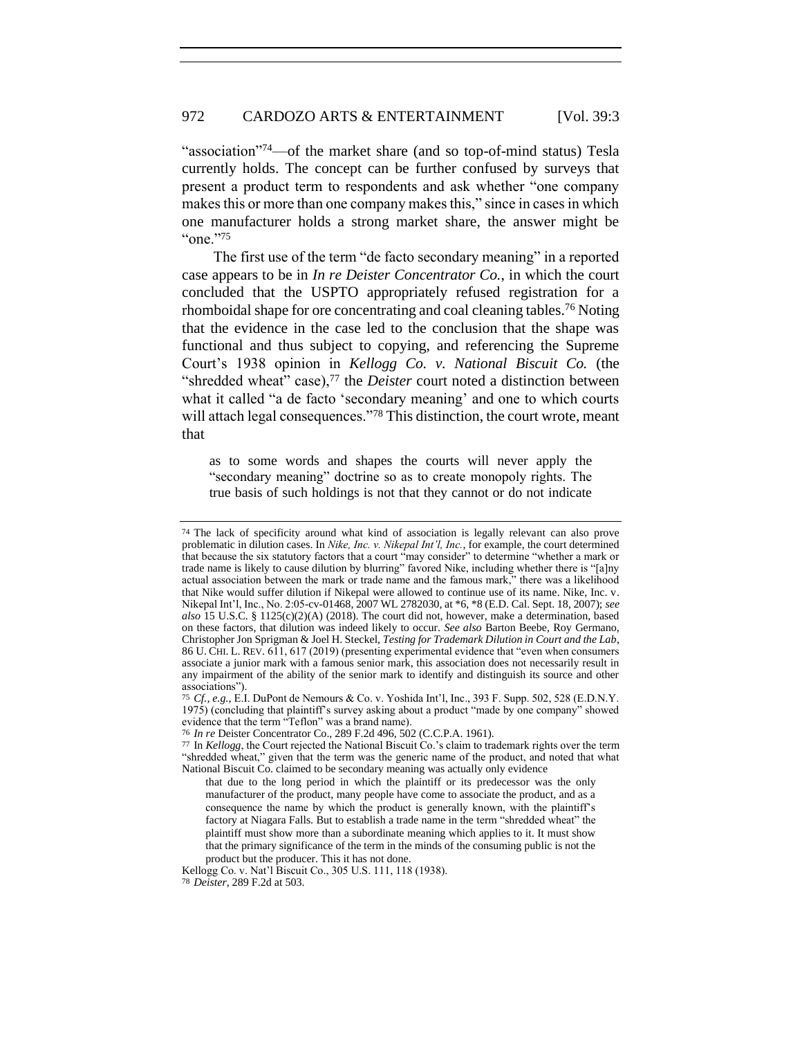"association"[74]—of the market share (and so top-of-mind status) Tesla currently holds. The concept can be further confused by surveys that present a product term to respondents and ask whether "one company makes this or more than one company makes this," since in cases in which one manufacturer holds a strong market share, the answer might be "one."[75]

The first use of the term "de facto secondary meaning" in a reported case appears to be in *In re Deister Concentrator Co.*, in which the court concluded that the USPTO appropriately refused registration for a rhomboidal shape for ore concentrating and coal cleaning tables.[76] Noting that the evidence in the case led to the conclusion that the shape was functional and thus subject to copying, and referencing the Supreme Court's 1938 opinion in *Kellogg Co. v. National Biscuit Co.* (the "shredded wheat" case),[77] the *Deister* court noted a distinction between what it called "a de facto 'secondary meaning' and one to which courts will attach legal consequences."[78] This distinction, the court wrote, meant that

> as to some words and shapes the courts will never apply the "secondary meaning" doctrine so as to create monopoly rights. The true basis of such holdings is not that they cannot or do not indicate

---

[74] The lack of specificity around what kind of association is legally relevant can also prove problematic in dilution cases. In *Nike, Inc. v. Nikepal Int'l, Inc.*, for example, the court determined that because the six statutory factors that a court "may consider" to determine "whether a mark or trade name is likely to cause dilution by blurring" favored Nike, including whether there is "[a]ny actual association between the mark or trade name and the famous mark," there was a likelihood that Nike would suffer dilution if Nikepal were allowed to continue use of its name. Nike, Inc. v. Nikepal Int'l, Inc., No. 2:05-cv-01468, 2007 WL 2782030, at *6, *8 (E.D. Cal. Sept. 18, 2007); *see also* 15 U.S.C. § 1125(c)(2)(A) (2018). The court did not, however, make a determination, based on these factors, that dilution was indeed likely to occur. *See also* Barton Beebe, Roy Germano, Christopher Jon Sprigman & Joel H. Steckel, *Testing for Trademark Dilution in Court and the Lab*, 86 U. CHI. L. REV. 611, 617 (2019) (presenting experimental evidence that "even when consumers associate a junior mark with a famous senior mark, this association does not necessarily result in any impairment of the ability of the senior mark to identify and distinguish its source and other associations").

[75] *Cf., e.g.*, E.I. DuPont de Nemours & Co. v. Yoshida Int'l, Inc., 393 F. Supp. 502, 528 (E.D.N.Y. 1975) (concluding that plaintiff's survey asking about a product "made by one company" showed evidence that the term "Teflon" was a brand name).

[76] *In re* Deister Concentrator Co., 289 F.2d 496, 502 (C.C.P.A. 1961).

[77] In *Kellogg*, the Court rejected the National Biscuit Co.'s claim to trademark rights over the term "shredded wheat," given that the term was the generic name of the product, and noted that what National Biscuit Co. claimed to be secondary meaning was actually only evidence

> that due to the long period in which the plaintiff or its predecessor was the only manufacturer of the product, many people have come to associate the product, and as a consequence the name by which the product is generally known, with the plaintiff's factory at Niagara Falls. But to establish a trade name in the term "shredded wheat" the plaintiff must show more than a subordinate meaning which applies to it. It must show that the primary significance of the term in the minds of the consuming public is not the product but the producer. This it has not done.

Kellogg Co. v. Nat'l Biscuit Co., 305 U.S. 111, 118 (1938).

[78] *Deister*, 289 F.2d at 503.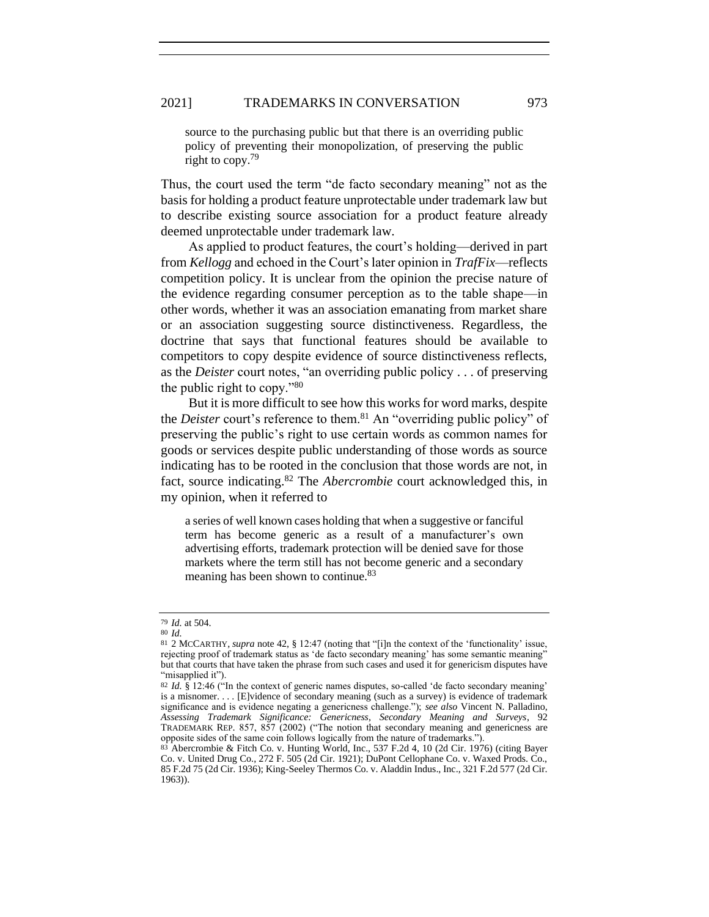> source to the purchasing public but that there is an overriding public policy of preventing their monopolization, of preserving the public right to copy.[79]

Thus, the court used the term "de facto secondary meaning" not as the basis for holding a product feature unprotectable under trademark law but to describe existing source association for a product feature already deemed unprotectable under trademark law.

As applied to product features, the court's holding—derived in part from *Kellogg* and echoed in the Court's later opinion in *TrafFix*—reflects competition policy. It is unclear from the opinion the precise nature of the evidence regarding consumer perception as to the table shape—in other words, whether it was an association emanating from market share or an association suggesting source distinctiveness. Regardless, the doctrine that says that functional features should be available to competitors to copy despite evidence of source distinctiveness reflects, as the *Deister* court notes, "an overriding public policy . . . of preserving the public right to copy."[80]

But it is more difficult to see how this works for word marks, despite the *Deister* court's reference to them.[81] An "overriding public policy" of preserving the public's right to use certain words as common names for goods or services despite public understanding of those words as source indicating has to be rooted in the conclusion that those words are not, in fact, source indicating.[82] The *Abercrombie* court acknowledged this, in my opinion, when it referred to

> a series of well known cases holding that when a suggestive or fanciful term has become generic as a result of a manufacturer's own advertising efforts, trademark protection will be denied save for those markets where the term still has not become generic and a secondary meaning has been shown to continue.[83]

---

[79] *Id.* at 504.

[80] *Id.*

[81] 2 McCarthy, *supra* note 42, § 12:47 (noting that "[i]n the context of the 'functionality' issue, rejecting proof of trademark status as 'de facto secondary meaning' has some semantic meaning" but that courts that have taken the phrase from such cases and used it for genericism disputes have "misapplied it").

[82] *Id.* § 12:46 ("In the context of generic names disputes, so-called 'de facto secondary meaning' is a misnomer. . . . [E]vidence of secondary meaning (such as a survey) is evidence of trademark significance and is evidence negating a genericness challenge."); *see also* Vincent N. Palladino, *Assessing Trademark Significance: Genericness, Secondary Meaning and Surveys*, 92 Trademark Rep. 857, 857 (2002) ("The notion that secondary meaning and genericness are opposite sides of the same coin follows logically from the nature of trademarks.").

[83] Abercrombie & Fitch Co. v. Hunting World, Inc., 537 F.2d 4, 10 (2d Cir. 1976) (citing Bayer Co. v. United Drug Co., 272 F. 505 (2d Cir. 1921); DuPont Cellophane Co. v. Waxed Prods. Co., 85 F.2d 75 (2d Cir. 1936); King-Seeley Thermos Co. v. Aladdin Indus., Inc., 321 F.2d 577 (2d Cir. 1963)).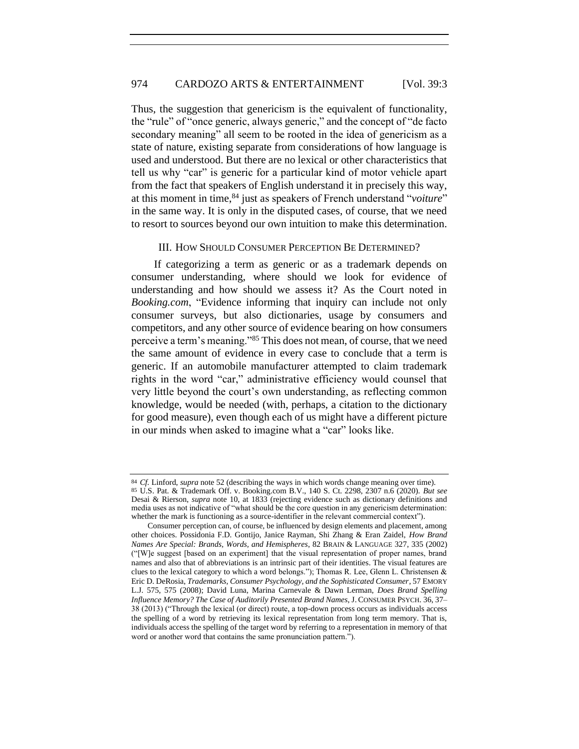Thus, the suggestion that genericism is the equivalent of functionality, the "rule" of "once generic, always generic," and the concept of "de facto secondary meaning" all seem to be rooted in the idea of genericism as a state of nature, existing separate from considerations of how language is used and understood. But there are no lexical or other characteristics that tell us why "car" is generic for a particular kind of motor vehicle apart from the fact that speakers of English understand it in precisely this way, at this moment in time,[84] just as speakers of French understand "*voiture*" in the same way. It is only in the disputed cases, of course, that we need to resort to sources beyond our own intuition to make this determination.

## III. How Should Consumer Perception Be Determined?

If categorizing a term as generic or as a trademark depends on consumer understanding, where should we look for evidence of understanding and how should we assess it? As the Court noted in *Booking.com*, "Evidence informing that inquiry can include not only consumer surveys, but also dictionaries, usage by consumers and competitors, and any other source of evidence bearing on how consumers perceive a term's meaning."[85] This does not mean, of course, that we need the same amount of evidence in every case to conclude that a term is generic. If an automobile manufacturer attempted to claim trademark rights in the word "car," administrative efficiency would counsel that very little beyond the court's own understanding, as reflecting common knowledge, would be needed (with, perhaps, a citation to the dictionary for good measure), even though each of us might have a different picture in our minds when asked to imagine what a "car" looks like.

---

[84] *Cf.* Linford, *supra* note 52 (describing the ways in which words change meaning over time).

[85] U.S. Pat. & Trademark Off. v. Booking.com B.V., 140 S. Ct. 2298, 2307 n.6 (2020). *But see* Desai & Rierson, *supra* note 10, at 1833 (rejecting evidence such as dictionary definitions and media uses as not indicative of "what should be the core question in any genericism determination: whether the mark is functioning as a source-identifier in the relevant commercial context").

Consumer perception can, of course, be influenced by design elements and placement, among other choices. Possidonia F.D. Gontijo, Janice Rayman, Shi Zhang & Eran Zaidel, *How Brand Names Are Special: Brands, Words, and Hemispheres*, 82 Brain & Language 327, 335 (2002) ("[W]e suggest [based on an experiment] that the visual representation of proper names, brand names and also that of abbreviations is an intrinsic part of their identities. The visual features are clues to the lexical category to which a word belongs."); Thomas R. Lee, Glenn L. Christensen & Eric D. DeRosia, *Trademarks, Consumer Psychology, and the Sophisticated Consumer*, 57 Emory L.J. 575, 575 (2008); David Luna, Marina Carnevale & Dawn Lerman, *Does Brand Spelling Influence Memory? The Case of Auditorily Presented Brand Names*, J. Consumer Psych. 36, 37–38 (2013) ("Through the lexical (or direct) route, a top-down process occurs as individuals access the spelling of a word by retrieving its lexical representation from long term memory. That is, individuals access the spelling of the target word by referring to a representation in memory of that word or another word that contains the same pronunciation pattern.").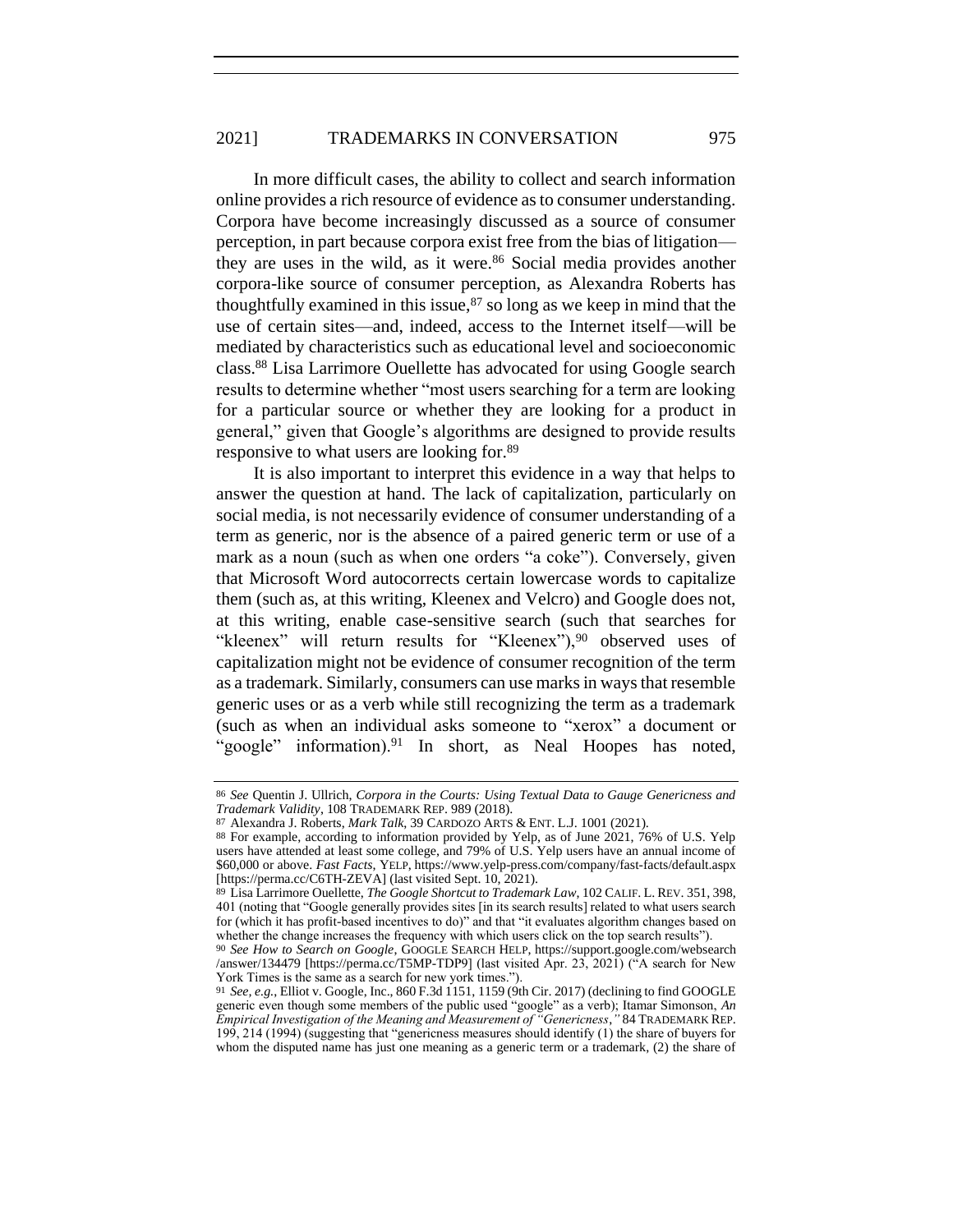In more difficult cases, the ability to collect and search information online provides a rich resource of evidence as to consumer understanding. Corpora have become increasingly discussed as a source of consumer perception, in part because corpora exist free from the bias of litigation—they are uses in the wild, as it were.[86] Social media provides another corpora-like source of consumer perception, as Alexandra Roberts has thoughtfully examined in this issue,[87] so long as we keep in mind that the use of certain sites—and, indeed, access to the Internet itself—will be mediated by characteristics such as educational level and socioeconomic class.[88] Lisa Larrimore Ouellette has advocated for using Google search results to determine whether "most users searching for a term are looking for a particular source or whether they are looking for a product in general," given that Google's algorithms are designed to provide results responsive to what users are looking for.[89]

It is also important to interpret this evidence in a way that helps to answer the question at hand. The lack of capitalization, particularly on social media, is not necessarily evidence of consumer understanding of a term as generic, nor is the absence of a paired generic term or use of a mark as a noun (such as when one orders "a coke"). Conversely, given that Microsoft Word autocorrects certain lowercase words to capitalize them (such as, at this writing, Kleenex and Velcro) and Google does not, at this writing, enable case-sensitive search (such that searches for "kleenex" will return results for "Kleenex"),[90] observed uses of capitalization might not be evidence of consumer recognition of the term as a trademark. Similarly, consumers can use marks in ways that resemble generic uses or as a verb while still recognizing the term as a trademark (such as when an individual asks someone to "xerox" a document or "google" information).[91] In short, as Neal Hoopes has noted,

---

[86] *See* Quentin J. Ullrich, *Corpora in the Courts: Using Textual Data to Gauge Genericness and Trademark Validity*, 108 TRADEMARK REP. 989 (2018).

[87] Alexandra J. Roberts, *Mark Talk*, 39 CARDOZO ARTS & ENT. L.J. 1001 (2021).

[88] For example, according to information provided by Yelp, as of June 2021, 76% of U.S. Yelp users have attended at least some college, and 79% of U.S. Yelp users have an annual income of $60,000 or above. *Fast Facts*, YELP, https://www.yelp-press.com/company/fast-facts/default.aspx [https://perma.cc/C6TH-ZEVA] (last visited Sept. 10, 2021).

[89] Lisa Larrimore Ouellette, *The Google Shortcut to Trademark Law*, 102 CALIF. L. REV. 351, 398, 401 (noting that "Google generally provides sites [in its search results] related to what users search for (which it has profit-based incentives to do)" and that "it evaluates algorithm changes based on whether the change increases the frequency with which users click on the top search results").

[90] *See How to Search on Google*, GOOGLE SEARCH HELP, https://support.google.com/websearch/answer/134479 [https://perma.cc/T5MP-TDP9] (last visited Apr. 23, 2021) ("A search for New York Times is the same as a search for new york times.").

[91] *See, e.g.*, Elliot v. Google, Inc., 860 F.3d 1151, 1159 (9th Cir. 2017) (declining to find GOOGLE generic even though some members of the public used "google" as a verb); Itamar Simonson, *An Empirical Investigation of the Meaning and Measurement of "Genericness*,*"* 84 TRADEMARK REP. 199, 214 (1994) (suggesting that "genericness measures should identify (1) the share of buyers for whom the disputed name has just one meaning as a generic term or a trademark, (2) the share of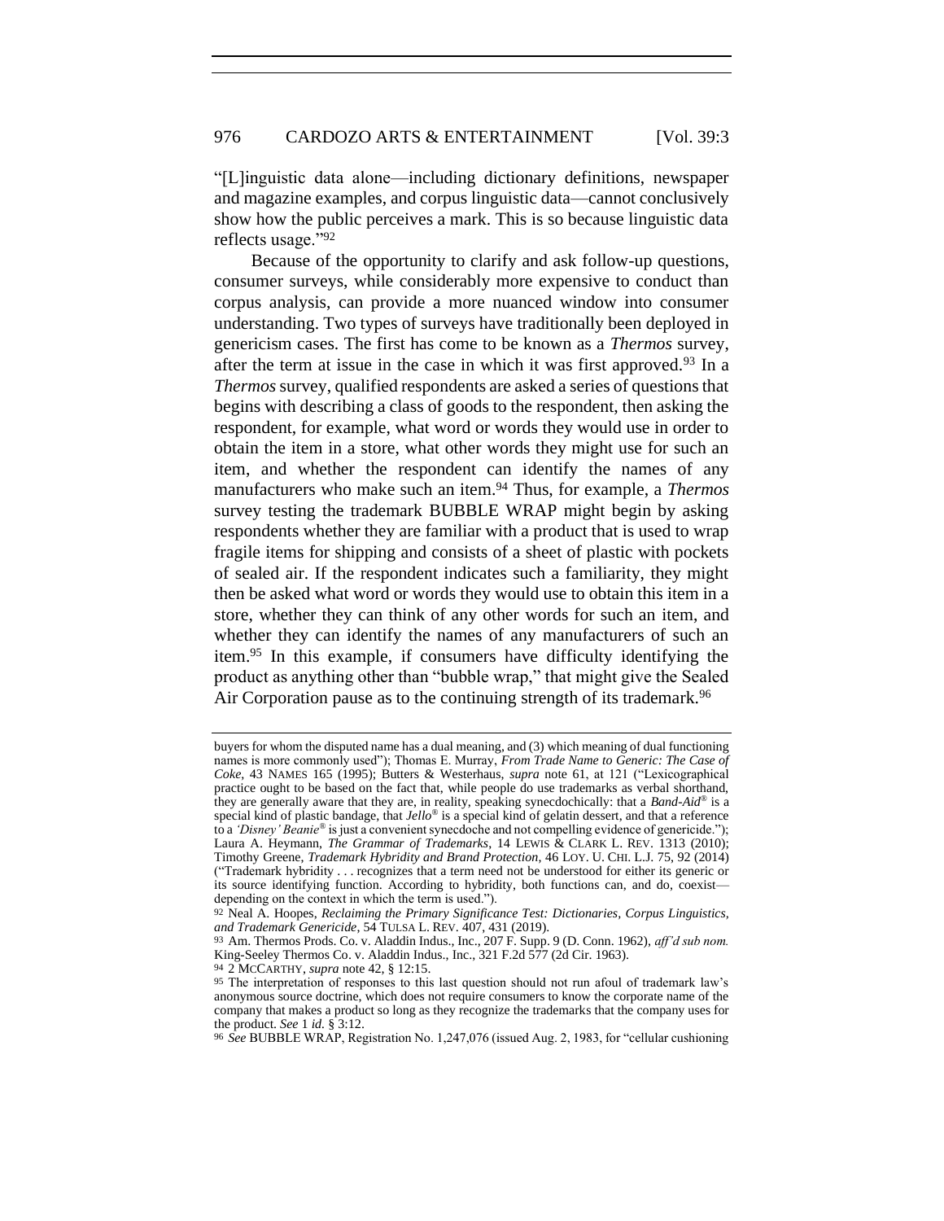"[L]inguistic data alone—including dictionary definitions, newspaper and magazine examples, and corpus linguistic data—cannot conclusively show how the public perceives a mark. This is so because linguistic data reflects usage."[92]

Because of the opportunity to clarify and ask follow-up questions, consumer surveys, while considerably more expensive to conduct than corpus analysis, can provide a more nuanced window into consumer understanding. Two types of surveys have traditionally been deployed in genericism cases. The first has come to be known as a *Thermos* survey, after the term at issue in the case in which it was first approved.[93] In a *Thermos* survey, qualified respondents are asked a series of questions that begins with describing a class of goods to the respondent, then asking the respondent, for example, what word or words they would use in order to obtain the item in a store, what other words they might use for such an item, and whether the respondent can identify the names of any manufacturers who make such an item.[94] Thus, for example, a *Thermos* survey testing the trademark BUBBLE WRAP might begin by asking respondents whether they are familiar with a product that is used to wrap fragile items for shipping and consists of a sheet of plastic with pockets of sealed air. If the respondent indicates such a familiarity, they might then be asked what word or words they would use to obtain this item in a store, whether they can think of any other words for such an item, and whether they can identify the names of any manufacturers of such an item.[95] In this example, if consumers have difficulty identifying the product as anything other than "bubble wrap," that might give the Sealed Air Corporation pause as to the continuing strength of its trademark.[96]

---

buyers for whom the disputed name has a dual meaning, and (3) which meaning of dual functioning names is more commonly used"); Thomas E. Murray, *From Trade Name to Generic: The Case of Coke*, 43 NAMES 165 (1995); Butters & Westerhaus, *supra* note 61, at 121 ("Lexicographical practice ought to be based on the fact that, while people do use trademarks as verbal shorthand, they are generally aware that they are, in reality, speaking synecdochically: that a *Band-Aid*® is a special kind of plastic bandage, that *Jello*® is a special kind of gelatin dessert, and that a reference to a *'Disney' Beanie*® is just a convenient synecdoche and not compelling evidence of genericide."); Laura A. Heymann, *The Grammar of Trademarks*, 14 LEWIS & CLARK L. REV. 1313 (2010); Timothy Greene, *Trademark Hybridity and Brand Protection*, 46 LOY. U. CHI. L.J. 75, 92 (2014) ("Trademark hybridity . . . recognizes that a term need not be understood for either its generic or its source identifying function. According to hybridity, both functions can, and do, coexist—depending on the context in which the term is used.").

[92] Neal A. Hoopes, *Reclaiming the Primary Significance Test: Dictionaries, Corpus Linguistics, and Trademark Genericide*, 54 TULSA L. REV. 407, 431 (2019).

[93] Am. Thermos Prods. Co. v. Aladdin Indus., Inc., 207 F. Supp. 9 (D. Conn. 1962), *aff'd sub nom.* King-Seeley Thermos Co. v. Aladdin Indus., Inc., 321 F.2d 577 (2d Cir. 1963).

[94] 2 MCCARTHY, *supra* note 42, § 12:15.

[95] The interpretation of responses to this last question should not run afoul of trademark law's anonymous source doctrine, which does not require consumers to know the corporate name of the company that makes a product so long as they recognize the trademarks that the company uses for the product. *See* 1 *id.* § 3:12.

[96] *See* BUBBLE WRAP, Registration No. 1,247,076 (issued Aug. 2, 1983, for "cellular cushioning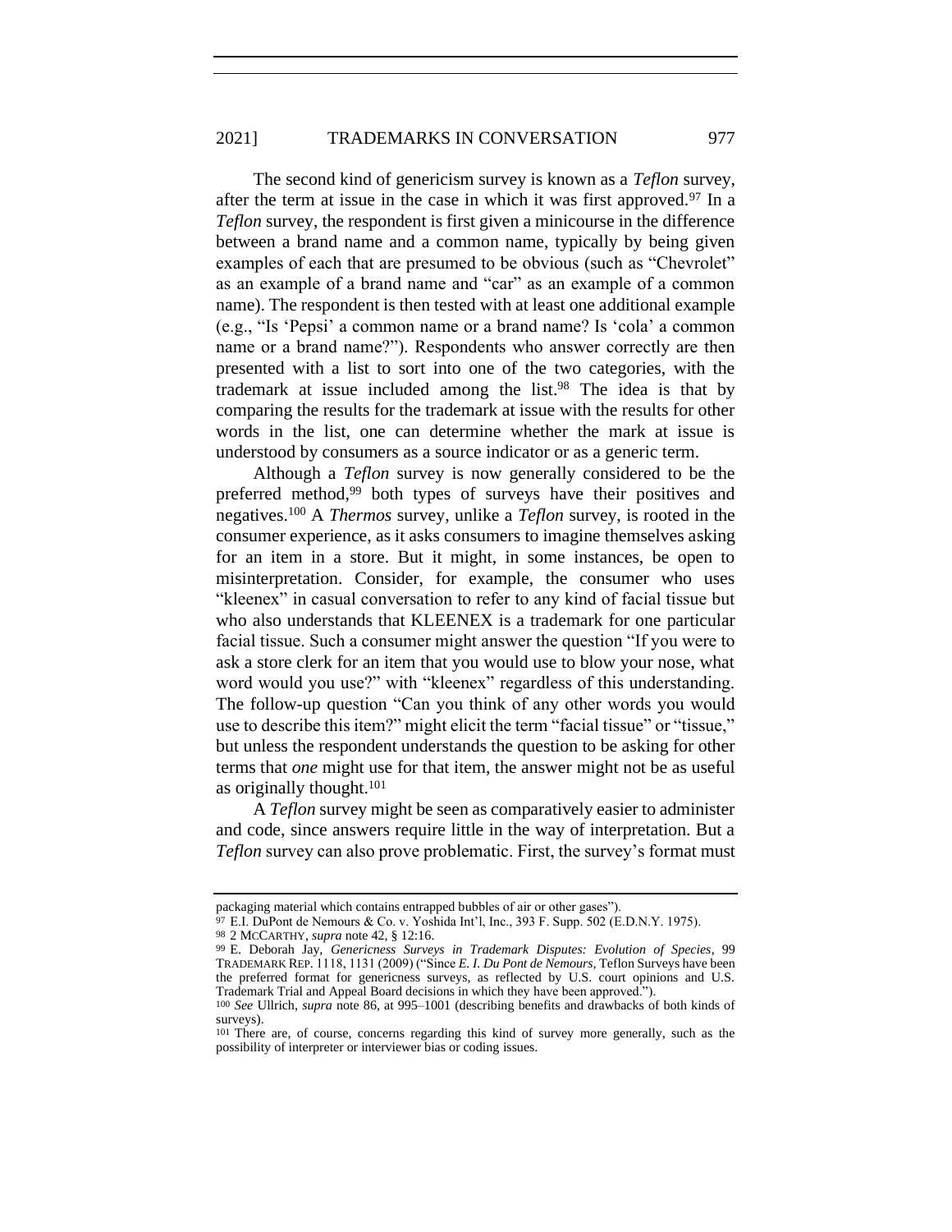The second kind of genericism survey is known as a *Teflon* survey, after the term at issue in the case in which it was first approved.[97] In a *Teflon* survey, the respondent is first given a minicourse in the difference between a brand name and a common name, typically by being given examples of each that are presumed to be obvious (such as "Chevrolet" as an example of a brand name and "car" as an example of a common name). The respondent is then tested with at least one additional example (e.g., "Is 'Pepsi' a common name or a brand name? Is 'cola' a common name or a brand name?"). Respondents who answer correctly are then presented with a list to sort into one of the two categories, with the trademark at issue included among the list.[98] The idea is that by comparing the results for the trademark at issue with the results for other words in the list, one can determine whether the mark at issue is understood by consumers as a source indicator or as a generic term.

Although a *Teflon* survey is now generally considered to be the preferred method,[99] both types of surveys have their positives and negatives.[100] A *Thermos* survey, unlike a *Teflon* survey, is rooted in the consumer experience, as it asks consumers to imagine themselves asking for an item in a store. But it might, in some instances, be open to misinterpretation. Consider, for example, the consumer who uses "kleenex" in casual conversation to refer to any kind of facial tissue but who also understands that KLEENEX is a trademark for one particular facial tissue. Such a consumer might answer the question "If you were to ask a store clerk for an item that you would use to blow your nose, what word would you use?" with "kleenex" regardless of this understanding. The follow-up question "Can you think of any other words you would use to describe this item?" might elicit the term "facial tissue" or "tissue," but unless the respondent understands the question to be asking for other terms that *one* might use for that item, the answer might not be as useful as originally thought.[101]

A *Teflon* survey might be seen as comparatively easier to administer and code, since answers require little in the way of interpretation. But a *Teflon* survey can also prove problematic. First, the survey's format must

---

packaging material which contains entrapped bubbles of air or other gases").

[97] E.I. DuPont de Nemours & Co. v. Yoshida Int'l, Inc., 393 F. Supp. 502 (E.D.N.Y. 1975).

[98] 2 MCCARTHY, *supra* note 42, § 12:16.

[99] E. Deborah Jay, *Genericness Surveys in Trademark Disputes: Evolution of Species*, 99 TRADEMARK REP. 1118, 1131 (2009) ("Since *E. I. Du Pont de Nemours*, Teflon Surveys have been the preferred format for genericness surveys, as reflected by U.S. court opinions and U.S. Trademark Trial and Appeal Board decisions in which they have been approved.").

[100] *See* Ullrich, *supra* note 86, at 995–1001 (describing benefits and drawbacks of both kinds of surveys).

[101] There are, of course, concerns regarding this kind of survey more generally, such as the possibility of interpreter or interviewer bias or coding issues.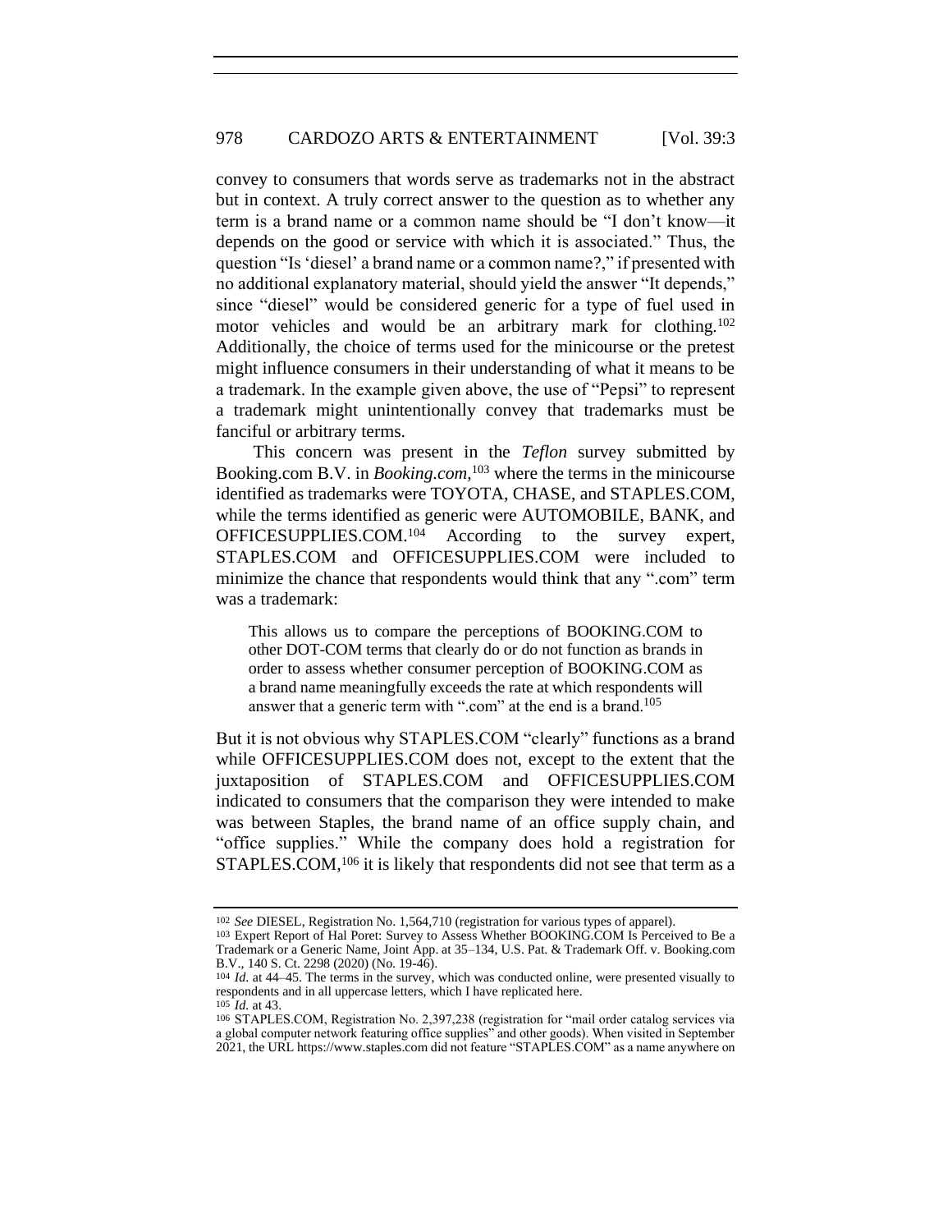convey to consumers that words serve as trademarks not in the abstract but in context. A truly correct answer to the question as to whether any term is a brand name or a common name should be "I don't know—it depends on the good or service with which it is associated." Thus, the question "Is 'diesel' a brand name or a common name?," if presented with no additional explanatory material, should yield the answer "It depends," since "diesel" would be considered generic for a type of fuel used in motor vehicles and would be an arbitrary mark for clothing.[102] Additionally, the choice of terms used for the minicourse or the pretest might influence consumers in their understanding of what it means to be a trademark. In the example given above, the use of "Pepsi" to represent a trademark might unintentionally convey that trademarks must be fanciful or arbitrary terms.

This concern was present in the *Teflon* survey submitted by Booking.com B.V. in *Booking.com*,[103] where the terms in the minicourse identified as trademarks were TOYOTA, CHASE, and STAPLES.COM, while the terms identified as generic were AUTOMOBILE, BANK, and OFFICESUPPLIES.COM.[104] According to the survey expert, STAPLES.COM and OFFICESUPPLIES.COM were included to minimize the chance that respondents would think that any ".com" term was a trademark:

> This allows us to compare the perceptions of BOOKING.COM to other DOT-COM terms that clearly do or do not function as brands in order to assess whether consumer perception of BOOKING.COM as a brand name meaningfully exceeds the rate at which respondents will answer that a generic term with ".com" at the end is a brand.[105]

But it is not obvious why STAPLES.COM "clearly" functions as a brand while OFFICESUPPLIES.COM does not, except to the extent that the juxtaposition of STAPLES.COM and OFFICESUPPLIES.COM indicated to consumers that the comparison they were intended to make was between Staples, the brand name of an office supply chain, and "office supplies." While the company does hold a registration for STAPLES.COM,[106] it is likely that respondents did not see that term as a

---

[102] *See* DIESEL, Registration No. 1,564,710 (registration for various types of apparel).

[103] Expert Report of Hal Poret: Survey to Assess Whether BOOKING.COM Is Perceived to Be a Trademark or a Generic Name, Joint App. at 35–134, U.S. Pat. & Trademark Off. v. Booking.com B.V., 140 S. Ct. 2298 (2020) (No. 19-46).

[104] *Id.* at 44–45. The terms in the survey, which was conducted online, were presented visually to respondents and in all uppercase letters, which I have replicated here.

[105] *Id.* at 43.

[106] STAPLES.COM, Registration No. 2,397,238 (registration for "mail order catalog services via a global computer network featuring office supplies" and other goods). When visited in September 2021, the URL https://www.staples.com did not feature "STAPLES.COM" as a name anywhere on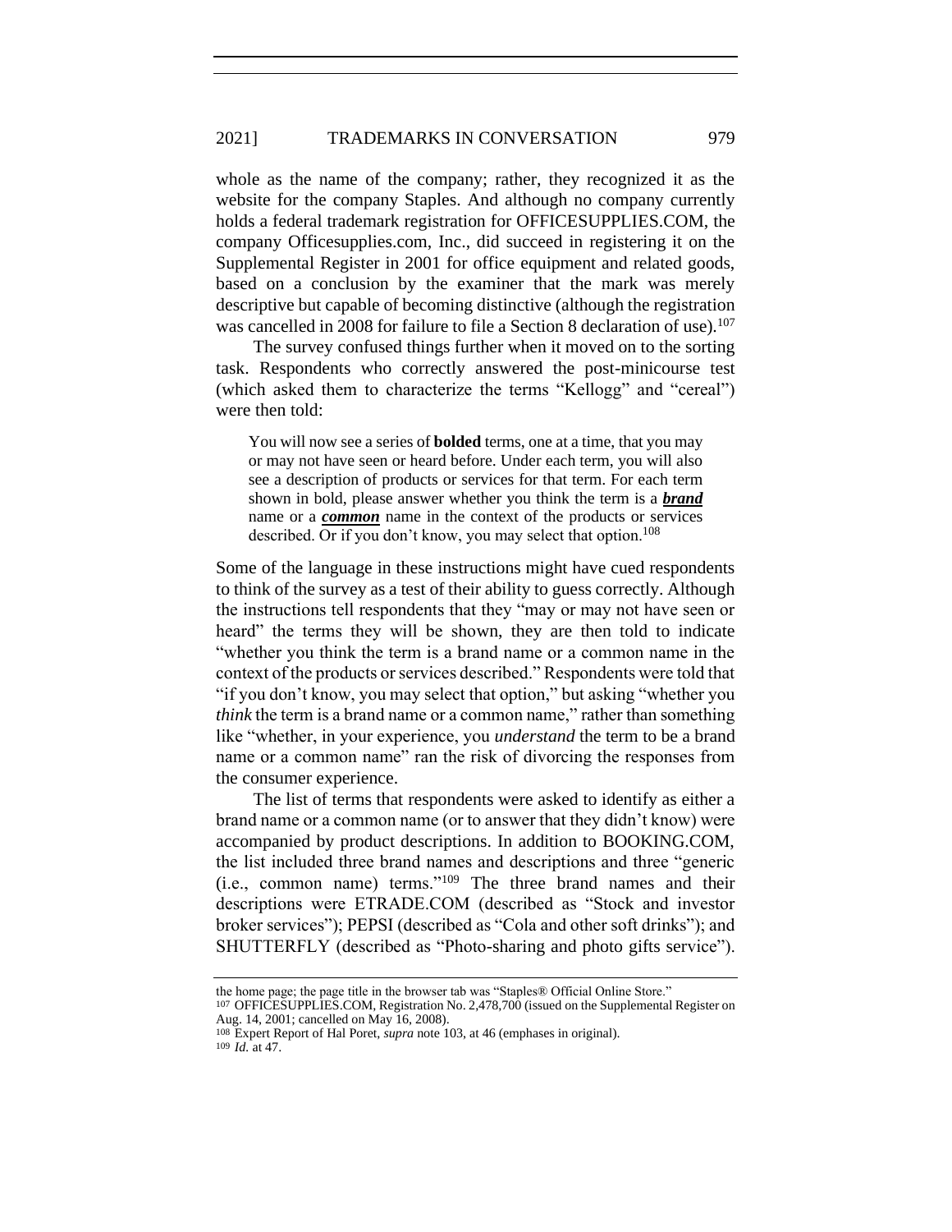whole as the name of the company; rather, they recognized it as the website for the company Staples. And although no company currently holds a federal trademark registration for OFFICESUPPLIES.COM, the company Officesupplies.com, Inc., did succeed in registering it on the Supplemental Register in 2001 for office equipment and related goods, based on a conclusion by the examiner that the mark was merely descriptive but capable of becoming distinctive (although the registration was cancelled in 2008 for failure to file a Section 8 declaration of use).[107]

The survey confused things further when it moved on to the sorting task. Respondents who correctly answered the post-minicourse test (which asked them to characterize the terms "Kellogg" and "cereal") were then told:

> You will now see a series of **bolded** terms, one at a time, that you may or may not have seen or heard before. Under each term, you will also see a description of products or services for that term. For each term shown in bold, please answer whether you think the term is a ***brand*** name or a ***common*** name in the context of the products or services described. Or if you don't know, you may select that option.[108]

Some of the language in these instructions might have cued respondents to think of the survey as a test of their ability to guess correctly. Although the instructions tell respondents that they "may or may not have seen or heard" the terms they will be shown, they are then told to indicate "whether you think the term is a brand name or a common name in the context of the products or services described." Respondents were told that "if you don't know, you may select that option," but asking "whether you *think* the term is a brand name or a common name," rather than something like "whether, in your experience, you *understand* the term to be a brand name or a common name" ran the risk of divorcing the responses from the consumer experience.

The list of terms that respondents were asked to identify as either a brand name or a common name (or to answer that they didn't know) were accompanied by product descriptions. In addition to BOOKING.COM, the list included three brand names and descriptions and three "generic (i.e., common name) terms."[109] The three brand names and their descriptions were ETRADE.COM (described as "Stock and investor broker services"); PEPSI (described as "Cola and other soft drinks"); and SHUTTERFLY (described as "Photo-sharing and photo gifts service").

---

the home page; the page title in the browser tab was "Staples® Official Online Store."

[107] OFFICESUPPLIES.COM, Registration No. 2,478,700 (issued on the Supplemental Register on Aug. 14, 2001; cancelled on May 16, 2008).

[108] Expert Report of Hal Poret, *supra* note 103, at 46 (emphases in original).

[109] *Id.* at 47.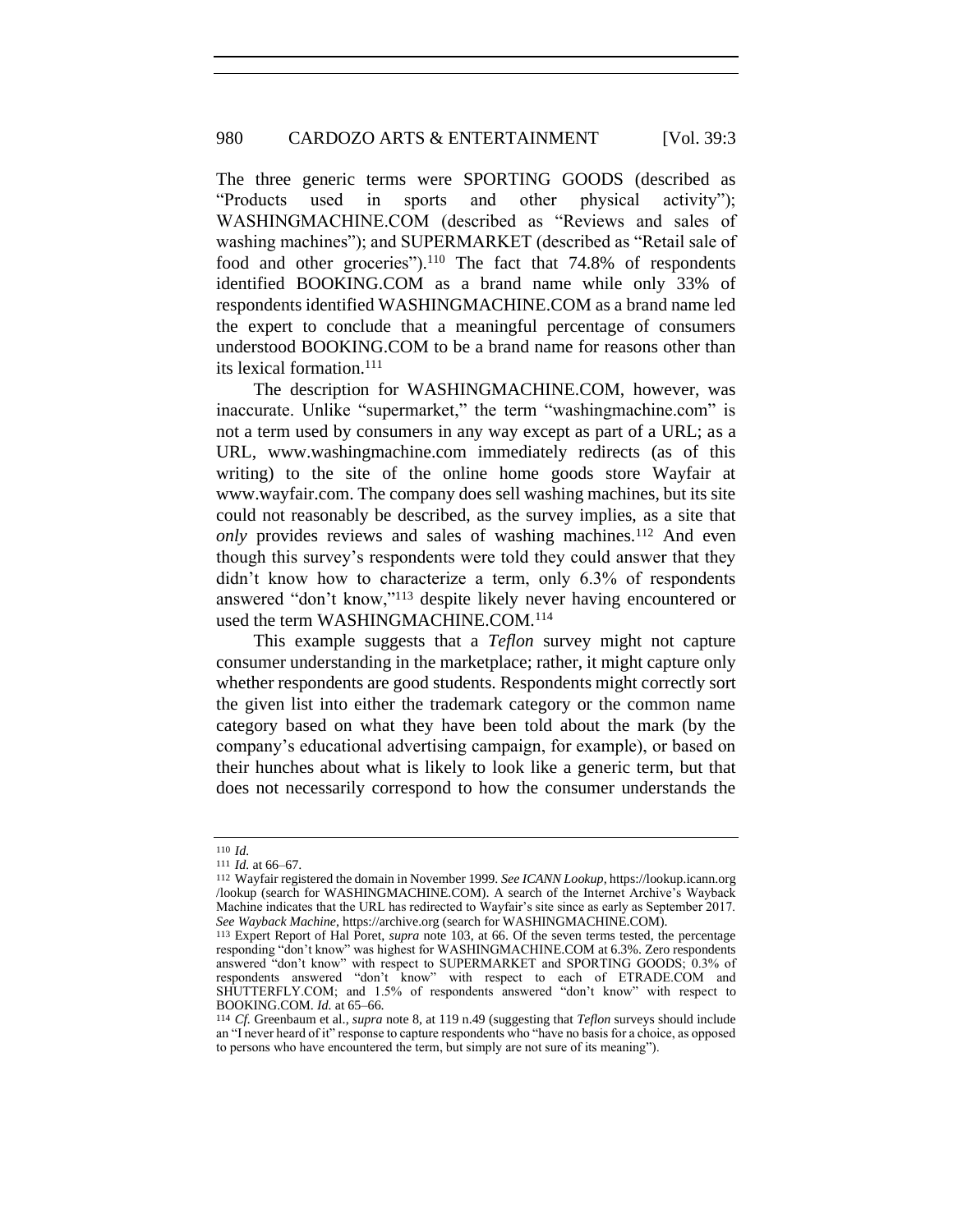The three generic terms were SPORTING GOODS (described as "Products used in sports and other physical activity"); WASHINGMACHINE.COM (described as "Reviews and sales of washing machines"); and SUPERMARKET (described as "Retail sale of food and other groceries").[110] The fact that 74.8% of respondents identified BOOKING.COM as a brand name while only 33% of respondents identified WASHINGMACHINE.COM as a brand name led the expert to conclude that a meaningful percentage of consumers understood BOOKING.COM to be a brand name for reasons other than its lexical formation.[111]

The description for WASHINGMACHINE.COM, however, was inaccurate. Unlike "supermarket," the term "washingmachine.com" is not a term used by consumers in any way except as part of a URL; as a URL, www.washingmachine.com immediately redirects (as of this writing) to the site of the online home goods store Wayfair at www.wayfair.com. The company does sell washing machines, but its site could not reasonably be described, as the survey implies, as a site that *only* provides reviews and sales of washing machines.[112] And even though this survey's respondents were told they could answer that they didn't know how to characterize a term, only 6.3% of respondents answered "don't know,"[113] despite likely never having encountered or used the term WASHINGMACHINE.COM.[114]

This example suggests that a *Teflon* survey might not capture consumer understanding in the marketplace; rather, it might capture only whether respondents are good students. Respondents might correctly sort the given list into either the trademark category or the common name category based on what they have been told about the mark (by the company's educational advertising campaign, for example), or based on their hunches about what is likely to look like a generic term, but that does not necessarily correspond to how the consumer understands the

---

[110] *Id.*

[111] *Id.* at 66–67.

[112] Wayfair registered the domain in November 1999. *See ICANN Lookup*, https://lookup.icann.org/lookup (search for WASHINGMACHINE.COM). A search of the Internet Archive's Wayback Machine indicates that the URL has redirected to Wayfair's site since as early as September 2017. *See Wayback Machine*, https://archive.org (search for WASHINGMACHINE.COM).

[113] Expert Report of Hal Poret, *supra* note 103, at 66. Of the seven terms tested, the percentage responding "don't know" was highest for WASHINGMACHINE.COM at 6.3%. Zero respondents answered "don't know" with respect to SUPERMARKET and SPORTING GOODS; 0.3% of respondents answered "don't know" with respect to each of ETRADE.COM and SHUTTERFLY.COM; and 1.5% of respondents answered "don't know" with respect to BOOKING.COM. *Id.* at 65–66.

[114] *Cf.* Greenbaum et al., *supra* note 8, at 119 n.49 (suggesting that *Teflon* surveys should include an "I never heard of it" response to capture respondents who "have no basis for a choice, as opposed to persons who have encountered the term, but simply are not sure of its meaning").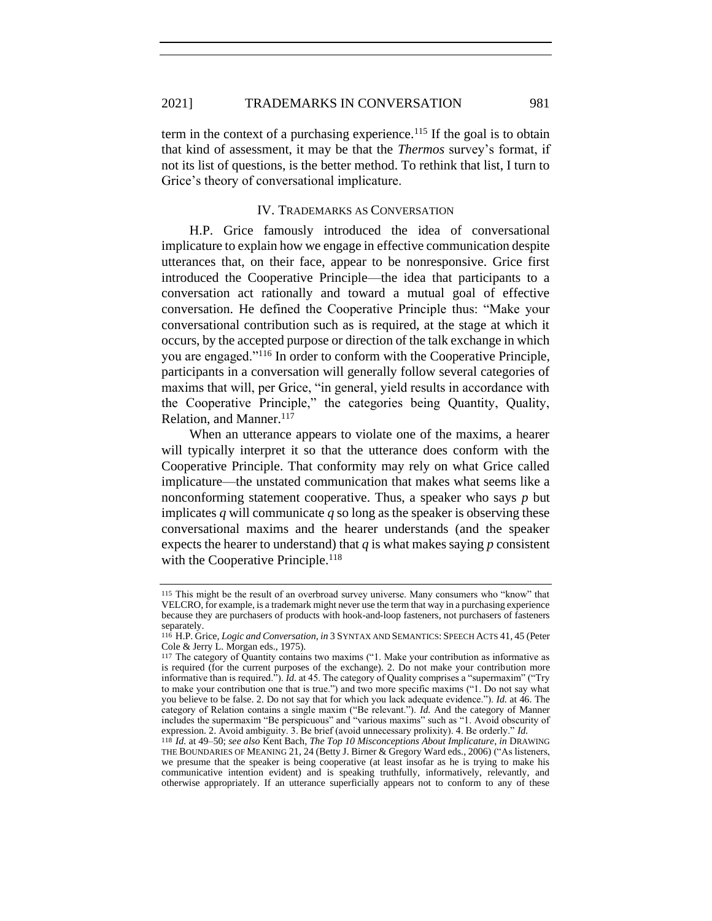term in the context of a purchasing experience.[115] If the goal is to obtain that kind of assessment, it may be that the *Thermos* survey's format, if not its list of questions, is the better method. To rethink that list, I turn to Grice's theory of conversational implicature.

## IV. TRADEMARKS AS CONVERSATION

H.P. Grice famously introduced the idea of conversational implicature to explain how we engage in effective communication despite utterances that, on their face, appear to be nonresponsive. Grice first introduced the Cooperative Principle—the idea that participants to a conversation act rationally and toward a mutual goal of effective conversation. He defined the Cooperative Principle thus: "Make your conversational contribution such as is required, at the stage at which it occurs, by the accepted purpose or direction of the talk exchange in which you are engaged."[116] In order to conform with the Cooperative Principle, participants in a conversation will generally follow several categories of maxims that will, per Grice, "in general, yield results in accordance with the Cooperative Principle," the categories being Quantity, Quality, Relation, and Manner.[117]

When an utterance appears to violate one of the maxims, a hearer will typically interpret it so that the utterance does conform with the Cooperative Principle. That conformity may rely on what Grice called implicature—the unstated communication that makes what seems like a nonconforming statement cooperative. Thus, a speaker who says *p* but implicates *q* will communicate *q* so long as the speaker is observing these conversational maxims and the hearer understands (and the speaker expects the hearer to understand) that *q* is what makes saying *p* consistent with the Cooperative Principle.[118]

---

115 This might be the result of an overbroad survey universe. Many consumers who "know" that VELCRO, for example, is a trademark might never use the term that way in a purchasing experience because they are purchasers of products with hook-and-loop fasteners, not purchasers of fasteners separately.

116 H.P. Grice, *Logic and Conversation*, *in* 3 SYNTAX AND SEMANTICS: SPEECH ACTS 41, 45 (Peter Cole & Jerry L. Morgan eds., 1975).

117 The category of Quantity contains two maxims ("1. Make your contribution as informative as is required (for the current purposes of the exchange). 2. Do not make your contribution more informative than is required."). *Id.* at 45. The category of Quality comprises a "supermaxim" ("Try to make your contribution one that is true.") and two more specific maxims ("1. Do not say what you believe to be false. 2. Do not say that for which you lack adequate evidence."). *Id.* at 46. The category of Relation contains a single maxim ("Be relevant."). *Id.* And the category of Manner includes the supermaxim "Be perspicuous" and "various maxims" such as "1. Avoid obscurity of expression. 2. Avoid ambiguity. 3. Be brief (avoid unnecessary prolixity). 4. Be orderly." *Id.*

118 *Id.* at 49–50; *see also* Kent Bach, *The Top 10 Misconceptions About Implicature*, *in* DRAWING THE BOUNDARIES OF MEANING 21, 24 (Betty J. Birner & Gregory Ward eds., 2006) ("As listeners, we presume that the speaker is being cooperative (at least insofar as he is trying to make his communicative intention evident) and is speaking truthfully, informatively, relevantly, and otherwise appropriately. If an utterance superficially appears not to conform to any of these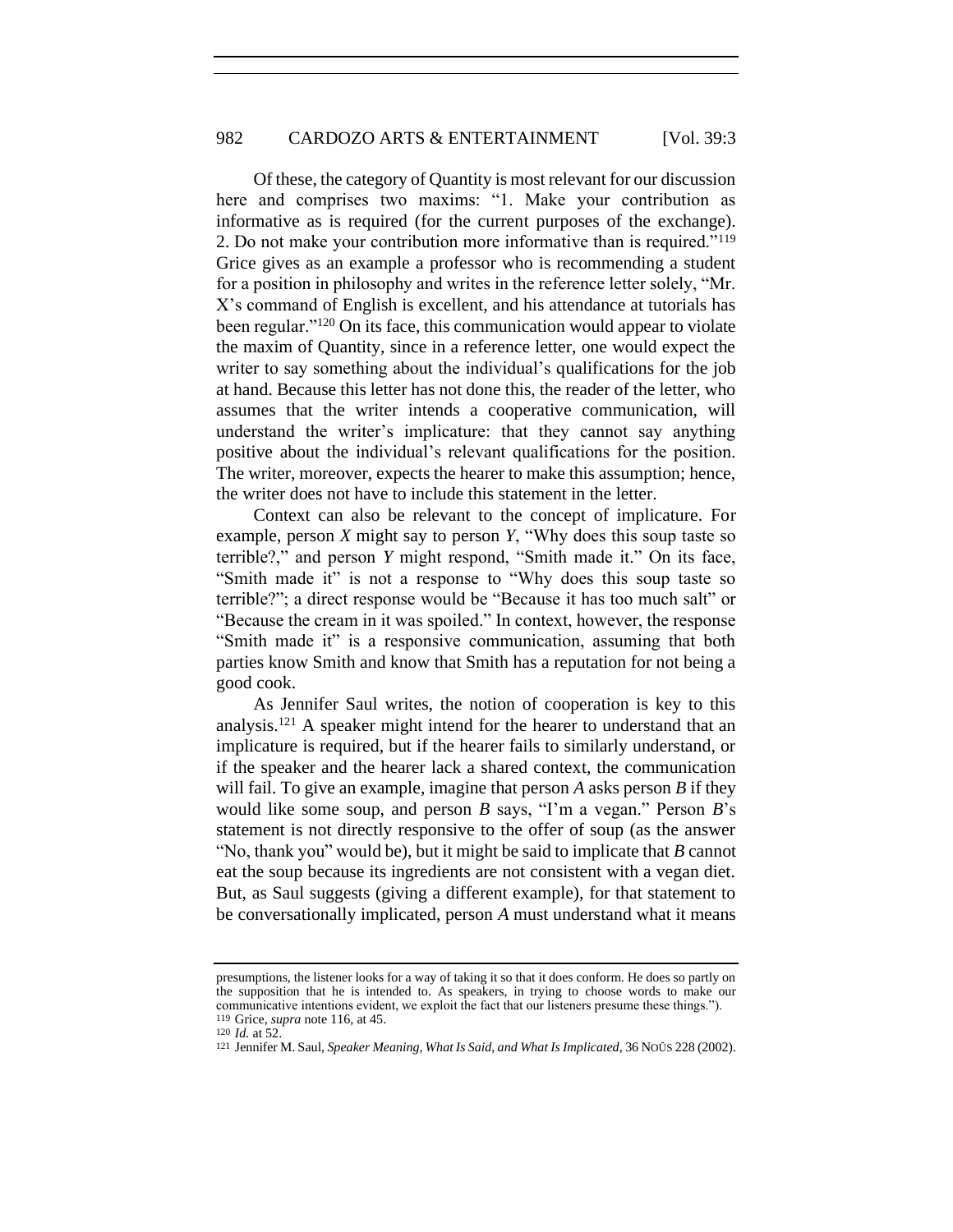Of these, the category of Quantity is most relevant for our discussion here and comprises two maxims: "1. Make your contribution as informative as is required (for the current purposes of the exchange). 2. Do not make your contribution more informative than is required."[119] Grice gives as an example a professor who is recommending a student for a position in philosophy and writes in the reference letter solely, "Mr. X's command of English is excellent, and his attendance at tutorials has been regular."[120] On its face, this communication would appear to violate the maxim of Quantity, since in a reference letter, one would expect the writer to say something about the individual's qualifications for the job at hand. Because this letter has not done this, the reader of the letter, who assumes that the writer intends a cooperative communication, will understand the writer's implicature: that they cannot say anything positive about the individual's relevant qualifications for the position. The writer, moreover, expects the hearer to make this assumption; hence, the writer does not have to include this statement in the letter.

Context can also be relevant to the concept of implicature. For example, person *X* might say to person *Y*, "Why does this soup taste so terrible?," and person *Y* might respond, "Smith made it." On its face, "Smith made it" is not a response to "Why does this soup taste so terrible?"; a direct response would be "Because it has too much salt" or "Because the cream in it was spoiled." In context, however, the response "Smith made it" is a responsive communication, assuming that both parties know Smith and know that Smith has a reputation for not being a good cook.

As Jennifer Saul writes, the notion of cooperation is key to this analysis.[121] A speaker might intend for the hearer to understand that an implicature is required, but if the hearer fails to similarly understand, or if the speaker and the hearer lack a shared context, the communication will fail. To give an example, imagine that person *A* asks person *B* if they would like some soup, and person *B* says, "I'm a vegan." Person *B*'s statement is not directly responsive to the offer of soup (as the answer "No, thank you" would be), but it might be said to implicate that *B* cannot eat the soup because its ingredients are not consistent with a vegan diet. But, as Saul suggests (giving a different example), for that statement to be conversationally implicated, person *A* must understand what it means

---

presumptions, the listener looks for a way of taking it so that it does conform. He does so partly on the supposition that he is intended to. As speakers, in trying to choose words to make our communicative intentions evident, we exploit the fact that our listeners presume these things.").

[119] Grice, *supra* note 116, at 45.

[120] *Id.* at 52.

[121] Jennifer M. Saul, *Speaker Meaning, What Is Said, and What Is Implicated*, 36 NOÛS 228 (2002).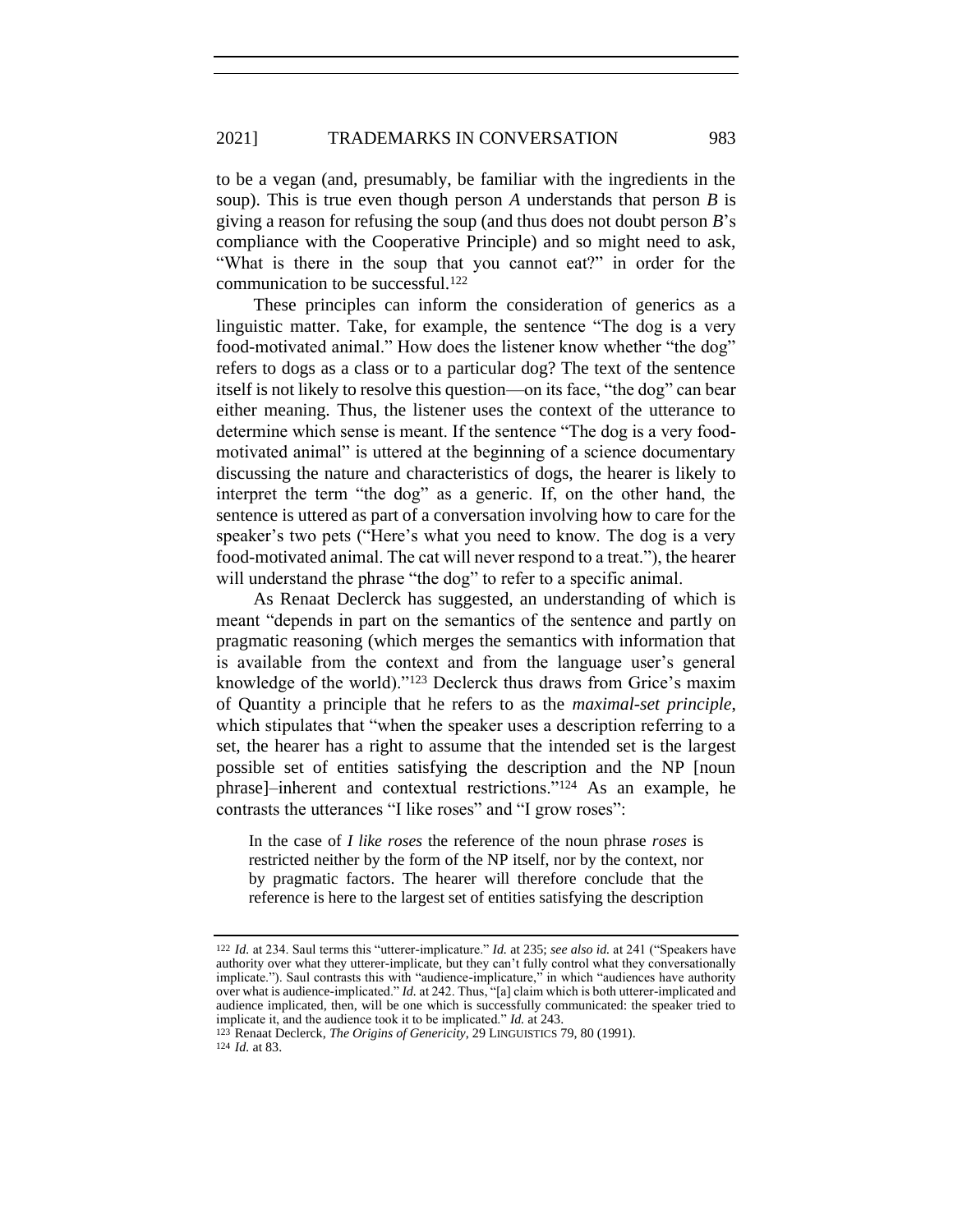to be a vegan (and, presumably, be familiar with the ingredients in the soup). This is true even though person *A* understands that person *B* is giving a reason for refusing the soup (and thus does not doubt person *B*'s compliance with the Cooperative Principle) and so might need to ask, "What is there in the soup that you cannot eat?" in order for the communication to be successful.[122]

These principles can inform the consideration of generics as a linguistic matter. Take, for example, the sentence "The dog is a very food-motivated animal." How does the listener know whether "the dog" refers to dogs as a class or to a particular dog? The text of the sentence itself is not likely to resolve this question—on its face, "the dog" can bear either meaning. Thus, the listener uses the context of the utterance to determine which sense is meant. If the sentence "The dog is a very food-motivated animal" is uttered at the beginning of a science documentary discussing the nature and characteristics of dogs, the hearer is likely to interpret the term "the dog" as a generic. If, on the other hand, the sentence is uttered as part of a conversation involving how to care for the speaker's two pets ("Here's what you need to know. The dog is a very food-motivated animal. The cat will never respond to a treat."), the hearer will understand the phrase "the dog" to refer to a specific animal.

As Renaat Declerck has suggested, an understanding of which is meant "depends in part on the semantics of the sentence and partly on pragmatic reasoning (which merges the semantics with information that is available from the context and from the language user's general knowledge of the world)."[123] Declerck thus draws from Grice's maxim of Quantity a principle that he refers to as the *maximal-set principle*, which stipulates that "when the speaker uses a description referring to a set, the hearer has a right to assume that the intended set is the largest possible set of entities satisfying the description and the NP [noun phrase]–inherent and contextual restrictions."[124] As an example, he contrasts the utterances "I like roses" and "I grow roses":

> In the case of *I like roses* the reference of the noun phrase *roses* is restricted neither by the form of the NP itself, nor by the context, nor by pragmatic factors. The hearer will therefore conclude that the reference is here to the largest set of entities satisfying the description

---

[122] *Id.* at 234. Saul terms this "utterer-implicature." *Id.* at 235; *see also id.* at 241 ("Speakers have authority over what they utterer-implicate, but they can't fully control what they conversationally implicate."). Saul contrasts this with "audience-implicature," in which "audiences have authority over what is audience-implicated." *Id.* at 242. Thus, "[a] claim which is both utterer-implicated and audience implicated, then, will be one which is successfully communicated: the speaker tried to implicate it, and the audience took it to be implicated." *Id.* at 243.

[123] Renaat Declerck, *The Origins of Genericity*, 29 LINGUISTICS 79, 80 (1991).

[124] *Id.* at 83.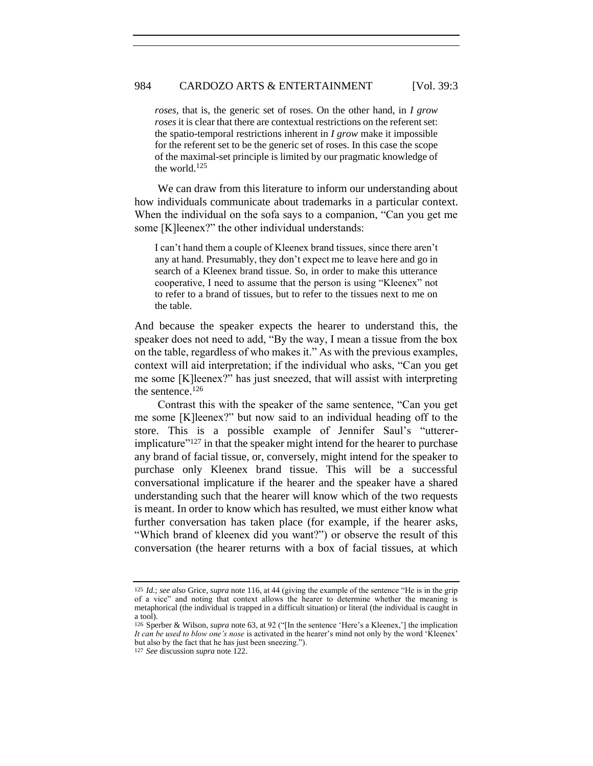*roses*, that is, the generic set of roses. On the other hand, in *I grow roses* it is clear that there are contextual restrictions on the referent set: the spatio-temporal restrictions inherent in *I grow* make it impossible for the referent set to be the generic set of roses. In this case the scope of the maximal-set principle is limited by our pragmatic knowledge of the world.[125]

We can draw from this literature to inform our understanding about how individuals communicate about trademarks in a particular context. When the individual on the sofa says to a companion, "Can you get me some [K]leenex?" the other individual understands:

> I can't hand them a couple of Kleenex brand tissues, since there aren't any at hand. Presumably, they don't expect me to leave here and go in search of a Kleenex brand tissue. So, in order to make this utterance cooperative, I need to assume that the person is using "Kleenex" not to refer to a brand of tissues, but to refer to the tissues next to me on the table.

And because the speaker expects the hearer to understand this, the speaker does not need to add, "By the way, I mean a tissue from the box on the table, regardless of who makes it." As with the previous examples, context will aid interpretation; if the individual who asks, "Can you get me some [K]leenex?" has just sneezed, that will assist with interpreting the sentence.[126]

Contrast this with the speaker of the same sentence, "Can you get me some [K]leenex?" but now said to an individual heading off to the store. This is a possible example of Jennifer Saul's "utterer-implicature"[127] in that the speaker might intend for the hearer to purchase any brand of facial tissue, or, conversely, might intend for the speaker to purchase only Kleenex brand tissue. This will be a successful conversational implicature if the hearer and the speaker have a shared understanding such that the hearer will know which of the two requests is meant. In order to know which has resulted, we must either know what further conversation has taken place (for example, if the hearer asks, "Which brand of kleenex did you want?") or observe the result of this conversation (the hearer returns with a box of facial tissues, at which

---

125 *Id.*; *see also* Grice, *supra* note 116, at 44 (giving the example of the sentence "He is in the grip of a vice" and noting that context allows the hearer to determine whether the meaning is metaphorical (the individual is trapped in a difficult situation) or literal (the individual is caught in a tool).

126 Sperber & Wilson, *supra* note 63, at 92 ("[In the sentence 'Here's a Kleenex,'] the implication *It can be used to blow one's nose* is activated in the hearer's mind not only by the word 'Kleenex' but also by the fact that he has just been sneezing.").

127 *See* discussion *supra* note 122.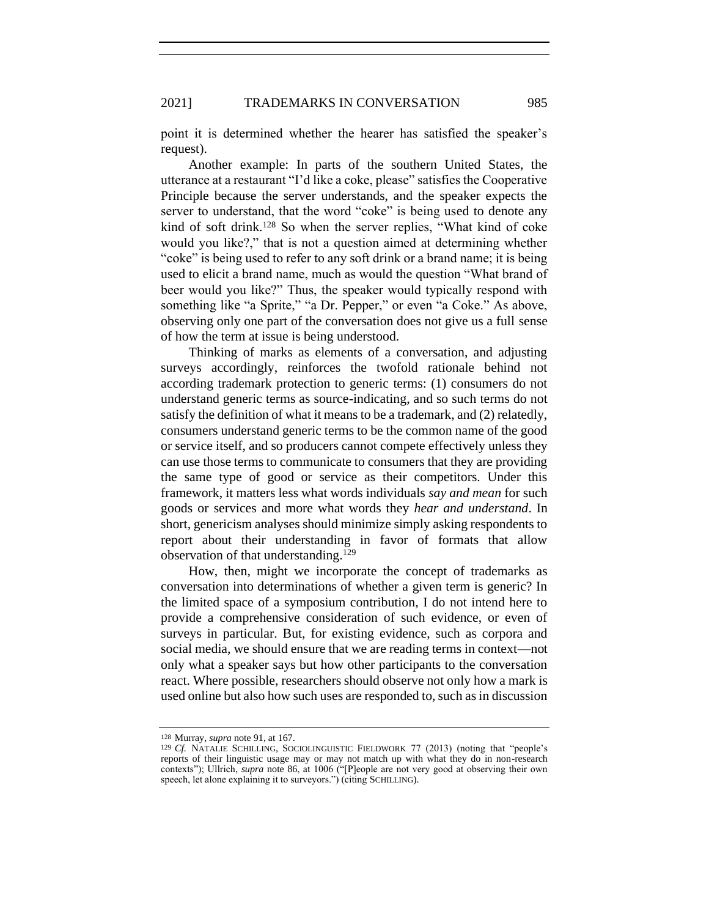point it is determined whether the hearer has satisfied the speaker's request).

Another example: In parts of the southern United States, the utterance at a restaurant "I'd like a coke, please" satisfies the Cooperative Principle because the server understands, and the speaker expects the server to understand, that the word "coke" is being used to denote any kind of soft drink.[128] So when the server replies, "What kind of coke would you like?," that is not a question aimed at determining whether "coke" is being used to refer to any soft drink or a brand name; it is being used to elicit a brand name, much as would the question "What brand of beer would you like?" Thus, the speaker would typically respond with something like "a Sprite," "a Dr. Pepper," or even "a Coke." As above, observing only one part of the conversation does not give us a full sense of how the term at issue is being understood.

Thinking of marks as elements of a conversation, and adjusting surveys accordingly, reinforces the twofold rationale behind not according trademark protection to generic terms: (1) consumers do not understand generic terms as source-indicating, and so such terms do not satisfy the definition of what it means to be a trademark, and (2) relatedly, consumers understand generic terms to be the common name of the good or service itself, and so producers cannot compete effectively unless they can use those terms to communicate to consumers that they are providing the same type of good or service as their competitors. Under this framework, it matters less what words individuals *say and mean* for such goods or services and more what words they *hear and understand*. In short, genericism analyses should minimize simply asking respondents to report about their understanding in favor of formats that allow observation of that understanding.[129]

How, then, might we incorporate the concept of trademarks as conversation into determinations of whether a given term is generic? In the limited space of a symposium contribution, I do not intend here to provide a comprehensive consideration of such evidence, or even of surveys in particular. But, for existing evidence, such as corpora and social media, we should ensure that we are reading terms in context—not only what a speaker says but how other participants to the conversation react. Where possible, researchers should observe not only how a mark is used online but also how such uses are responded to, such as in discussion

---

[128] Murray, *supra* note 91, at 167.

[129] *Cf.* NATALIE SCHILLING, SOCIOLINGUISTIC FIELDWORK 77 (2013) (noting that "people's reports of their linguistic usage may or may not match up with what they do in non-research contexts"); Ullrich, *supra* note 86, at 1006 ("[P]eople are not very good at observing their own speech, let alone explaining it to surveyors.") (citing SCHILLING).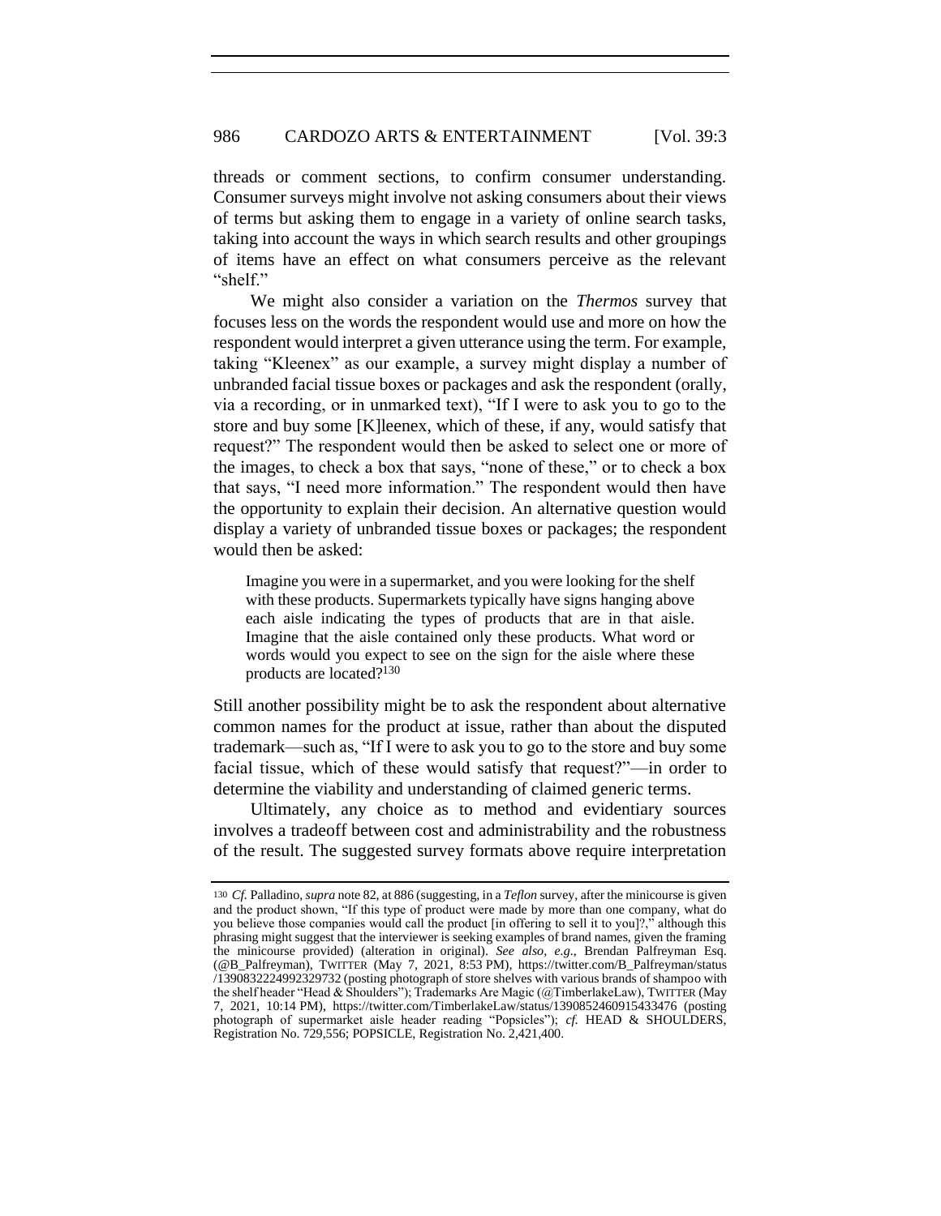threads or comment sections, to confirm consumer understanding. Consumer surveys might involve not asking consumers about their views of terms but asking them to engage in a variety of online search tasks, taking into account the ways in which search results and other groupings of items have an effect on what consumers perceive as the relevant "shelf."

We might also consider a variation on the *Thermos* survey that focuses less on the words the respondent would use and more on how the respondent would interpret a given utterance using the term. For example, taking "Kleenex" as our example, a survey might display a number of unbranded facial tissue boxes or packages and ask the respondent (orally, via a recording, or in unmarked text), "If I were to ask you to go to the store and buy some [K]leenex, which of these, if any, would satisfy that request?" The respondent would then be asked to select one or more of the images, to check a box that says, "none of these," or to check a box that says, "I need more information." The respondent would then have the opportunity to explain their decision. An alternative question would display a variety of unbranded tissue boxes or packages; the respondent would then be asked:

> Imagine you were in a supermarket, and you were looking for the shelf with these products. Supermarkets typically have signs hanging above each aisle indicating the types of products that are in that aisle. Imagine that the aisle contained only these products. What word or words would you expect to see on the sign for the aisle where these products are located?[130]

Still another possibility might be to ask the respondent about alternative common names for the product at issue, rather than about the disputed trademark—such as, "If I were to ask you to go to the store and buy some facial tissue, which of these would satisfy that request?"—in order to determine the viability and understanding of claimed generic terms.

Ultimately, any choice as to method and evidentiary sources involves a tradeoff between cost and administrability and the robustness of the result. The suggested survey formats above require interpretation

---

[130] *Cf.* Palladino, *supra* note 82, at 886 (suggesting, in a *Teflon* survey, after the minicourse is given and the product shown, "If this type of product were made by more than one company, what do you believe those companies would call the product [in offering to sell it to you]?," although this phrasing might suggest that the interviewer is seeking examples of brand names, given the framing the minicourse provided) (alteration in original). *See also, e.g.*, Brendan Palfreyman Esq. (@B_Palfreyman), TWITTER (May 7, 2021, 8:53 PM), https://twitter.com/B_Palfreyman/status/1390832224992329732 (posting photograph of store shelves with various brands of shampoo with the shelf header "Head & Shoulders"); Trademarks Are Magic (@TimberlakeLaw), TWITTER (May 7, 2021, 10:14 PM), https://twitter.com/TimberlakeLaw/status/1390852460915433476 (posting photograph of supermarket aisle header reading "Popsicles"); *cf.* HEAD & SHOULDERS, Registration No. 729,556; POPSICLE, Registration No. 2,421,400.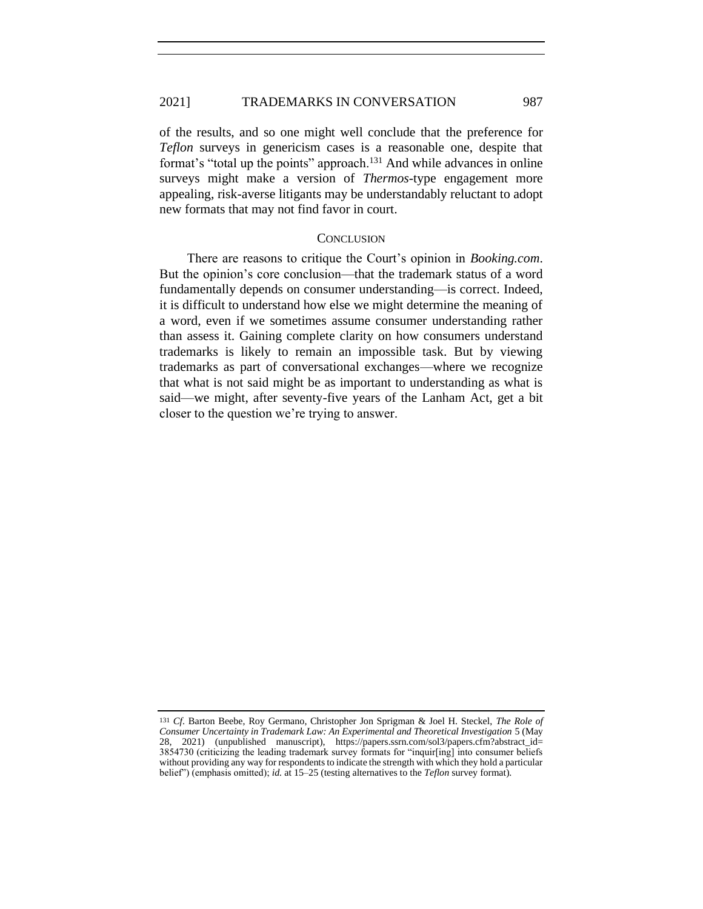of the results, and so one might well conclude that the preference for *Teflon* surveys in genericism cases is a reasonable one, despite that format's "total up the points" approach.[131] And while advances in online surveys might make a version of *Thermos*-type engagement more appealing, risk-averse litigants may be understandably reluctant to adopt new formats that may not find favor in court.

## CONCLUSION

There are reasons to critique the Court's opinion in *Booking.com*. But the opinion's core conclusion—that the trademark status of a word fundamentally depends on consumer understanding—is correct. Indeed, it is difficult to understand how else we might determine the meaning of a word, even if we sometimes assume consumer understanding rather than assess it. Gaining complete clarity on how consumers understand trademarks is likely to remain an impossible task. But by viewing trademarks as part of conversational exchanges—where we recognize that what is not said might be as important to understanding as what is said—we might, after seventy-five years of the Lanham Act, get a bit closer to the question we're trying to answer.

---

[131] *Cf.* Barton Beebe, Roy Germano, Christopher Jon Sprigman & Joel H. Steckel, *The Role of Consumer Uncertainty in Trademark Law: An Experimental and Theoretical Investigation* 5 (May 28, 2021) (unpublished manuscript), https://papers.ssrn.com/sol3/papers.cfm?abstract_id=3854730 (criticizing the leading trademark survey formats for "inquir[ing] into consumer beliefs without providing any way for respondents to indicate the strength with which they hold a particular belief") (emphasis omitted); *id.* at 15–25 (testing alternatives to the *Teflon* survey format).